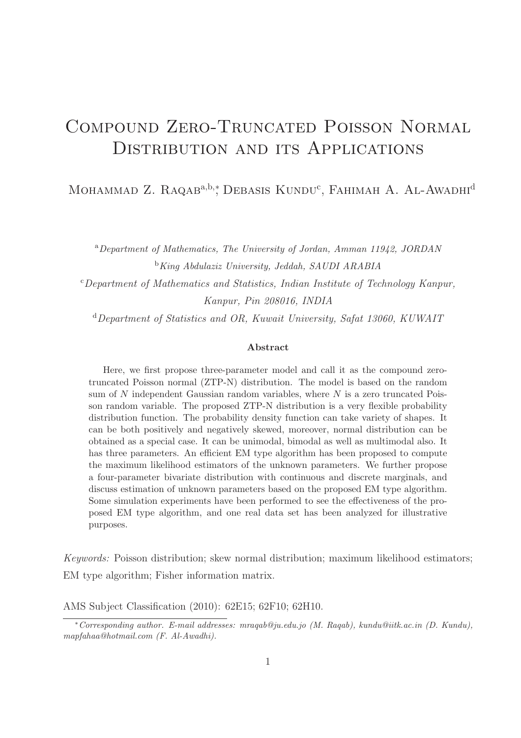# Compound Zero-Truncated Poisson Normal Distribution and its Applications

Mohammad Z. Raqab[a,b,*], Debasis Kundu[c], Fahimah A. Al-Awadhi[d]

[a] *Department of Mathematics, The University of Jordan, Amman 11942, JORDAN*

[b] *King Abdulaziz University, Jeddah, SAUDI ARABIA*

[c] *Department of Mathematics and Statistics, Indian Institute of Technology Kanpur, Kanpur, Pin 208016, INDIA*

[d] *Department of Statistics and OR, Kuwait University, Safat 13060, KUWAIT*

### Abstract

Here, we first propose three-parameter model and call it as the compound zero-truncated Poisson normal (ZTP-N) distribution. The model is based on the random sum of $N$ independent Gaussian random variables, where $N$ is a zero truncated Poisson random variable. The proposed ZTP-N distribution is a very flexible probability distribution function. The probability density function can take variety of shapes. It can be both positively and negatively skewed, moreover, normal distribution can be obtained as a special case. It can be unimodal, bimodal as well as multimodal also. It has three parameters. An efficient EM type algorithm has been proposed to compute the maximum likelihood estimators of the unknown parameters. We further propose a four-parameter bivariate distribution with continuous and discrete marginals, and discuss estimation of unknown parameters based on the proposed EM type algorithm. Some simulation experiments have been performed to see the effectiveness of the proposed EM type algorithm, and one real data set has been analyzed for illustrative purposes.

*Keywords:* Poisson distribution; skew normal distribution; maximum likelihood estimators; EM type algorithm; Fisher information matrix.

AMS Subject Classification (2010): 62E15; 62F10; 62H10.

---

[*] *Corresponding author. E-mail addresses: mraqab@ju.edu.jo (M. Raqab), kundu@iitk.ac.in (D. Kundu), mapfahaa@hotmail.com (F. Al-Awadhi).*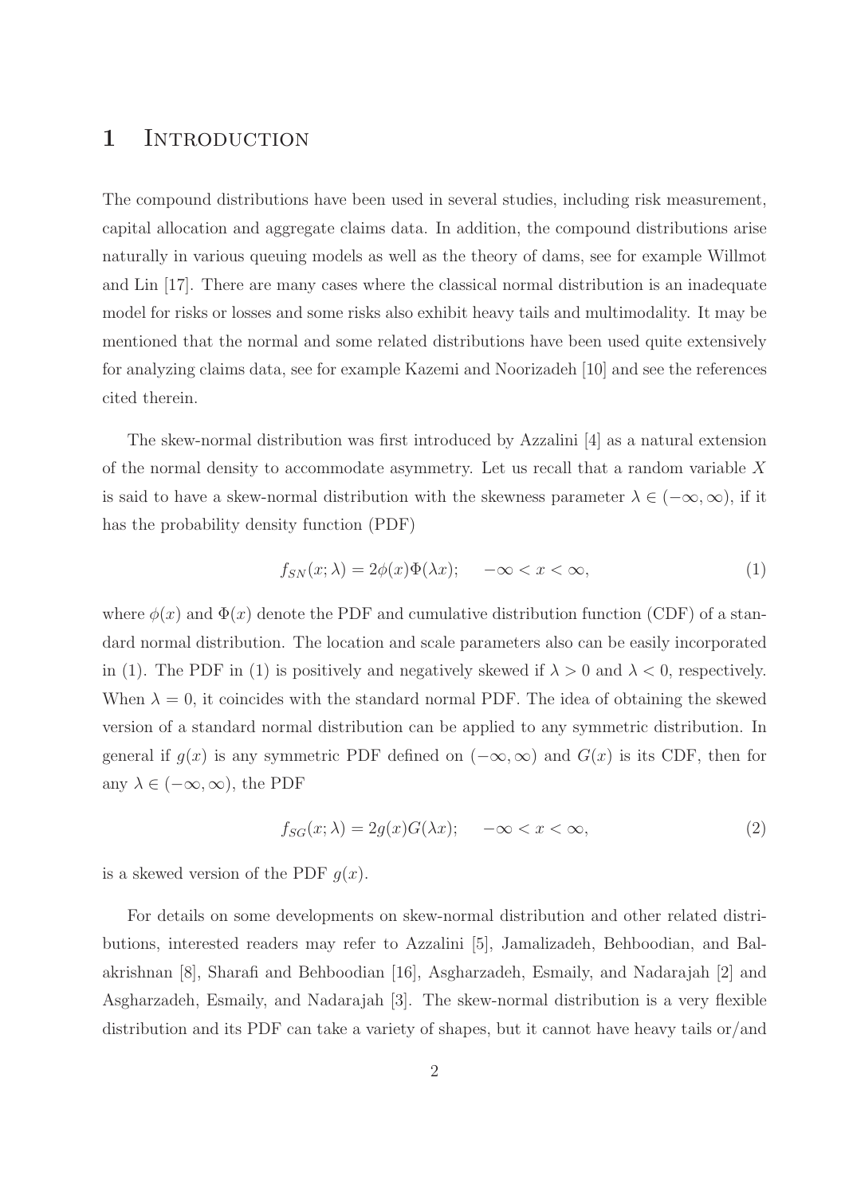# 1 Introduction

The compound distributions have been used in several studies, including risk measurement, capital allocation and aggregate claims data. In addition, the compound distributions arise naturally in various queuing models as well as the theory of dams, see for example Willmot and Lin [17]. There are many cases where the classical normal distribution is an inadequate model for risks or losses and some risks also exhibit heavy tails and multimodality. It may be mentioned that the normal and some related distributions have been used quite extensively for analyzing claims data, see for example Kazemi and Noorizadeh [10] and see the references cited therein.

The skew-normal distribution was first introduced by Azzalini [4] as a natural extension of the normal density to accommodate asymmetry. Let us recall that a random variable $X$ is said to have a skew-normal distribution with the skewness parameter $\lambda \in (-\infty, \infty)$, if it has the probability density function (PDF)

$$f_{SN}(x;\lambda) = 2\phi(x)\Phi(\lambda x); \quad -\infty < x < \infty, \tag{1}$$

where $\phi(x)$ and $\Phi(x)$ denote the PDF and cumulative distribution function (CDF) of a standard normal distribution. The location and scale parameters also can be easily incorporated in (1). The PDF in (1) is positively and negatively skewed if $\lambda > 0$ and $\lambda < 0$, respectively. When $\lambda = 0$, it coincides with the standard normal PDF. The idea of obtaining the skewed version of a standard normal distribution can be applied to any symmetric distribution. In general if $g(x)$ is any symmetric PDF defined on $(-\infty, \infty)$ and $G(x)$ is its CDF, then for any $\lambda \in (-\infty, \infty)$, the PDF

$$f_{SG}(x;\lambda) = 2g(x)G(\lambda x); \quad -\infty < x < \infty, \tag{2}$$

is a skewed version of the PDF $g(x)$.

For details on some developments on skew-normal distribution and other related distributions, interested readers may refer to Azzalini [5], Jamalizadeh, Behboodian, and Balakrishnan [8], Sharafi and Behboodian [16], Asgharzadeh, Esmaily, and Nadarajah [2] and Asgharzadeh, Esmaily, and Nadarajah [3]. The skew-normal distribution is a very flexible distribution and its PDF can take a variety of shapes, but it cannot have heavy tails or/and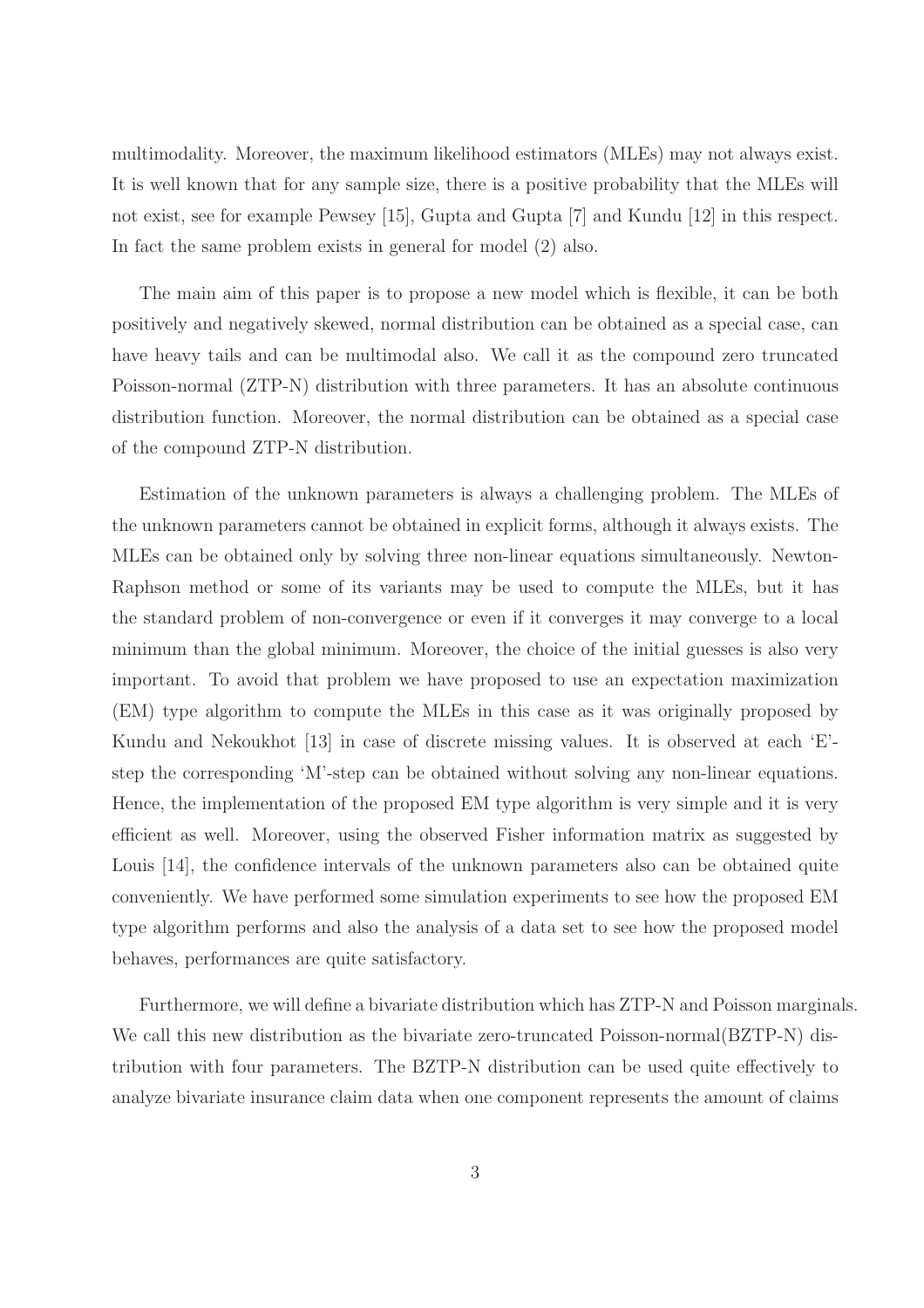multimodality. Moreover, the maximum likelihood estimators (MLEs) may not always exist. It is well known that for any sample size, there is a positive probability that the MLEs will not exist, see for example Pewsey [15], Gupta and Gupta [7] and Kundu [12] in this respect. In fact the same problem exists in general for model (2) also.

The main aim of this paper is to propose a new model which is flexible, it can be both positively and negatively skewed, normal distribution can be obtained as a special case, can have heavy tails and can be multimodal also. We call it as the compound zero truncated Poisson-normal (ZTP-N) distribution with three parameters. It has an absolute continuous distribution function. Moreover, the normal distribution can be obtained as a special case of the compound ZTP-N distribution.

Estimation of the unknown parameters is always a challenging problem. The MLEs of the unknown parameters cannot be obtained in explicit forms, although it always exists. The MLEs can be obtained only by solving three non-linear equations simultaneously. Newton-Raphson method or some of its variants may be used to compute the MLEs, but it has the standard problem of non-convergence or even if it converges it may converge to a local minimum than the global minimum. Moreover, the choice of the initial guesses is also very important. To avoid that problem we have proposed to use an expectation maximization (EM) type algorithm to compute the MLEs in this case as it was originally proposed by Kundu and Nekoukhot [13] in case of discrete missing values. It is observed at each 'E'-step the corresponding 'M'-step can be obtained without solving any non-linear equations. Hence, the implementation of the proposed EM type algorithm is very simple and it is very efficient as well. Moreover, using the observed Fisher information matrix as suggested by Louis [14], the confidence intervals of the unknown parameters also can be obtained quite conveniently. We have performed some simulation experiments to see how the proposed EM type algorithm performs and also the analysis of a data set to see how the proposed model behaves, performances are quite satisfactory.

Furthermore, we will define a bivariate distribution which has ZTP-N and Poisson marginals. We call this new distribution as the bivariate zero-truncated Poisson-normal(BZTP-N) distribution with four parameters. The BZTP-N distribution can be used quite effectively to analyze bivariate insurance claim data when one component represents the amount of claims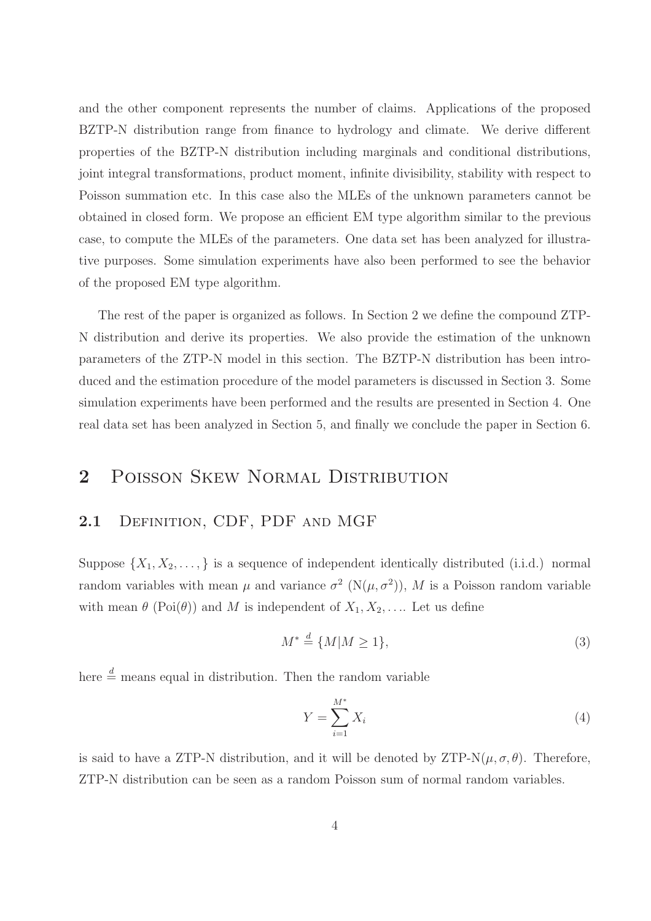and the other component represents the number of claims. Applications of the proposed BZTP-N distribution range from finance to hydrology and climate. We derive different properties of the BZTP-N distribution including marginals and conditional distributions, joint integral transformations, product moment, infinite divisibility, stability with respect to Poisson summation etc. In this case also the MLEs of the unknown parameters cannot be obtained in closed form. We propose an efficient EM type algorithm similar to the previous case, to compute the MLEs of the parameters. One data set has been analyzed for illustrative purposes. Some simulation experiments have also been performed to see the behavior of the proposed EM type algorithm.

The rest of the paper is organized as follows. In Section 2 we define the compound ZTP-N distribution and derive its properties. We also provide the estimation of the unknown parameters of the ZTP-N model in this section. The BZTP-N distribution has been introduced and the estimation procedure of the model parameters is discussed in Section 3. Some simulation experiments have been performed and the results are presented in Section 4. One real data set has been analyzed in Section 5, and finally we conclude the paper in Section 6.

# 2 Poisson Skew Normal Distribution

## 2.1 Definition, CDF, PDF and MGF

Suppose $\{X_1, X_2, \ldots, \}$ is a sequence of independent identically distributed (i.i.d.) normal random variables with mean $\mu$ and variance $\sigma^2$ ($\text{N}(\mu, \sigma^2)$), $M$ is a Poisson random variable with mean $\theta$ ($\text{Poi}(\theta)$) and $M$ is independent of $X_1, X_2, \ldots$. Let us define

$$M^* \overset{d}{=} \{M | M \geq 1\}, \tag{3}$$

here $\overset{d}{=}$ means equal in distribution. Then the random variable

$$Y = \sum_{i=1}^{M^*} X_i \tag{4}$$

is said to have a ZTP-N distribution, and it will be denoted by ZTP-N$(\mu, \sigma, \theta)$. Therefore, ZTP-N distribution can be seen as a random Poisson sum of normal random variables.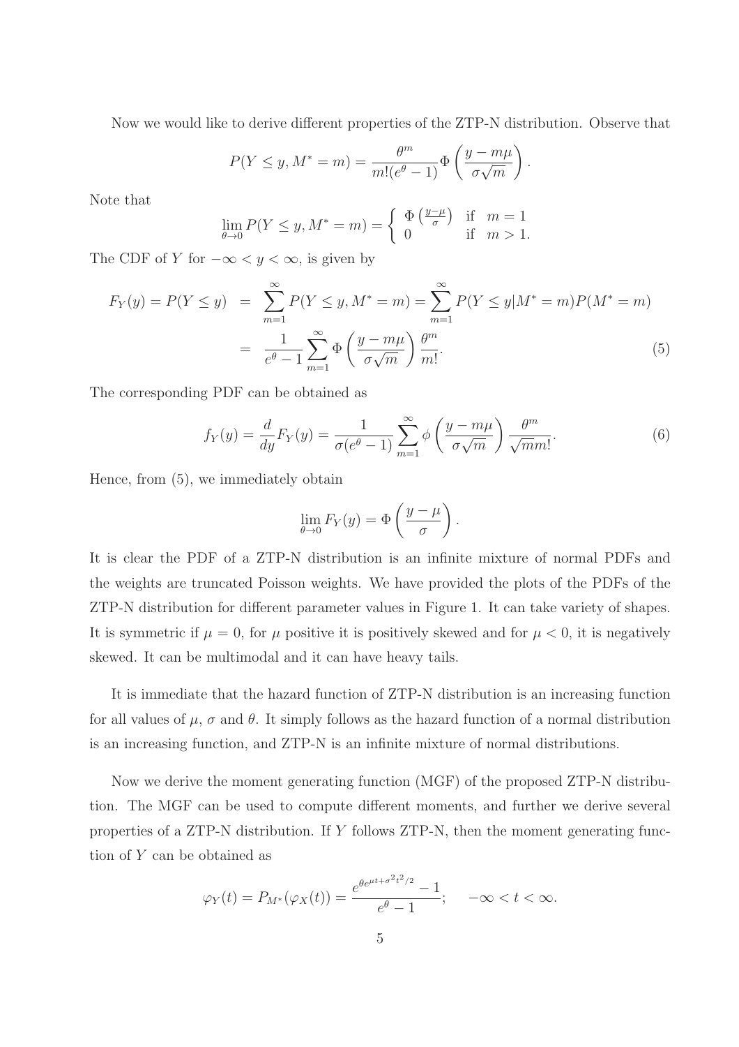Now we would like to derive different properties of the ZTP-N distribution. Observe that

$$P(Y \le y, M^* = m) = \frac{\theta^m}{m!(e^\theta - 1)} \Phi\left(\frac{y - m\mu}{\sigma\sqrt{m}}\right).$$

Note that

$$\lim_{\theta \to 0} P(Y \le y, M^* = m) = \begin{cases} \Phi\left(\frac{y-\mu}{\sigma}\right) & \text{if } m = 1 \\ 0 & \text{if } m > 1. \end{cases}$$

The CDF of $Y$ for $-\infty < y < \infty$, is given by

$$\begin{aligned} F_Y(y) = P(Y \le y) &= \sum_{m=1}^{\infty} P(Y \le y, M^* = m) = \sum_{m=1}^{\infty} P(Y \le y | M^* = m) P(M^* = m) \\ &= \frac{1}{e^\theta - 1} \sum_{m=1}^{\infty} \Phi\left(\frac{y - m\mu}{\sigma\sqrt{m}}\right) \frac{\theta^m}{m!}. \end{aligned} \tag{5}$$

The corresponding PDF can be obtained as

$$f_Y(y) = \frac{d}{dy} F_Y(y) = \frac{1}{\sigma(e^\theta - 1)} \sum_{m=1}^{\infty} \phi\left(\frac{y - m\mu}{\sigma\sqrt{m}}\right) \frac{\theta^m}{\sqrt{m}m!}. \tag{6}$$

Hence, from (5), we immediately obtain

$$\lim_{\theta \to 0} F_Y(y) = \Phi\left(\frac{y - \mu}{\sigma}\right).$$

It is clear the PDF of a ZTP-N distribution is an infinite mixture of normal PDFs and the weights are truncated Poisson weights. We have provided the plots of the PDFs of the ZTP-N distribution for different parameter values in Figure 1. It can take variety of shapes. It is symmetric if $\mu = 0$, for $\mu$ positive it is positively skewed and for $\mu < 0$, it is negatively skewed. It can be multimodal and it can have heavy tails.

It is immediate that the hazard function of ZTP-N distribution is an increasing function for all values of $\mu$, $\sigma$ and $\theta$. It simply follows as the hazard function of a normal distribution is an increasing function, and ZTP-N is an infinite mixture of normal distributions.

Now we derive the moment generating function (MGF) of the proposed ZTP-N distribution. The MGF can be used to compute different moments, and further we derive several properties of a ZTP-N distribution. If $Y$ follows ZTP-N, then the moment generating function of $Y$ can be obtained as

$$\varphi_Y(t) = P_{M^*}(\varphi_X(t)) = \frac{e^{\theta e^{\mu t + \sigma^2 t^2/2}} - 1}{e^\theta - 1}; \quad -\infty < t < \infty.$$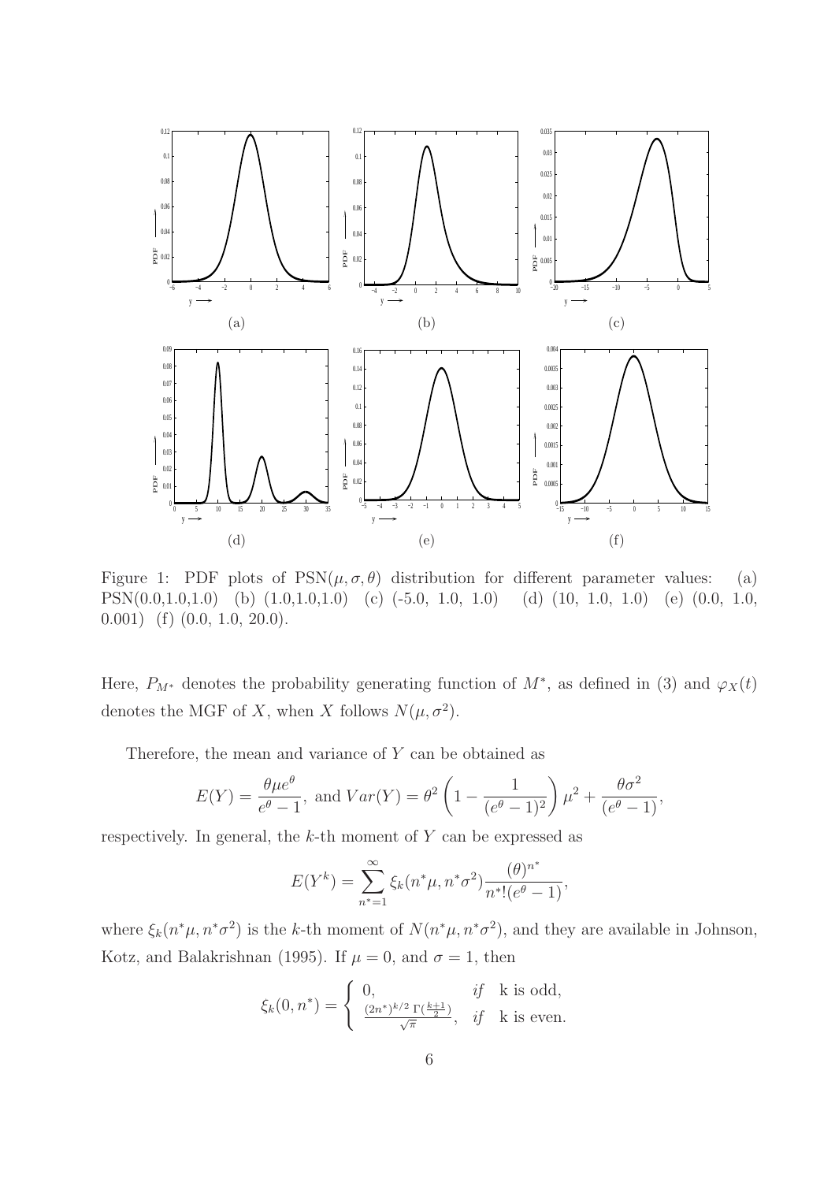Figure 1: PDF plots of PSN$(\mu, \sigma, \theta)$ distribution for different parameter values: (a) PSN(0.0,1.0,1.0) (b) (1.0,1.0,1.0) (c) (-5.0, 1.0, 1.0) (d) (10, 1.0, 1.0) (e) (0.0, 1.0, 0.001) (f) (0.0, 1.0, 20.0).

Here, $P_{M^*}$ denotes the probability generating function of $M^*$, as defined in (3) and $\varphi_X(t)$ denotes the MGF of $X$, when $X$ follows $N(\mu, \sigma^2)$.

Therefore, the mean and variance of $Y$ can be obtained as

$$E(Y) = \frac{\theta \mu e^{\theta}}{e^{\theta} - 1}, \text{ and } Var(Y) = \theta^2 \left(1 - \frac{1}{(e^{\theta} - 1)^2}\right) \mu^2 + \frac{\theta \sigma^2}{(e^{\theta} - 1)},$$

respectively. In general, the $k$-th moment of $Y$ can be expressed as

$$E(Y^k) = \sum_{n^*=1}^{\infty} \xi_k(n^* \mu, n^* \sigma^2) \frac{(\theta)^{n^*}}{n^*!(e^{\theta} - 1)},$$

where $\xi_k(n^* \mu, n^* \sigma^2)$ is the $k$-th moment of $N(n^* \mu, n^* \sigma^2)$, and they are available in Johnson, Kotz, and Balakrishnan (1995). If $\mu = 0$, and $\sigma = 1$, then

$$\xi_k(0, n^*) = \begin{cases} 0, & if \quad \text{k is odd}, \\ \frac{(2n^*)^{k/2} \, \Gamma(\frac{k+1}{2})}{\sqrt{\pi}}, & if \quad \text{k is even}. \end{cases}$$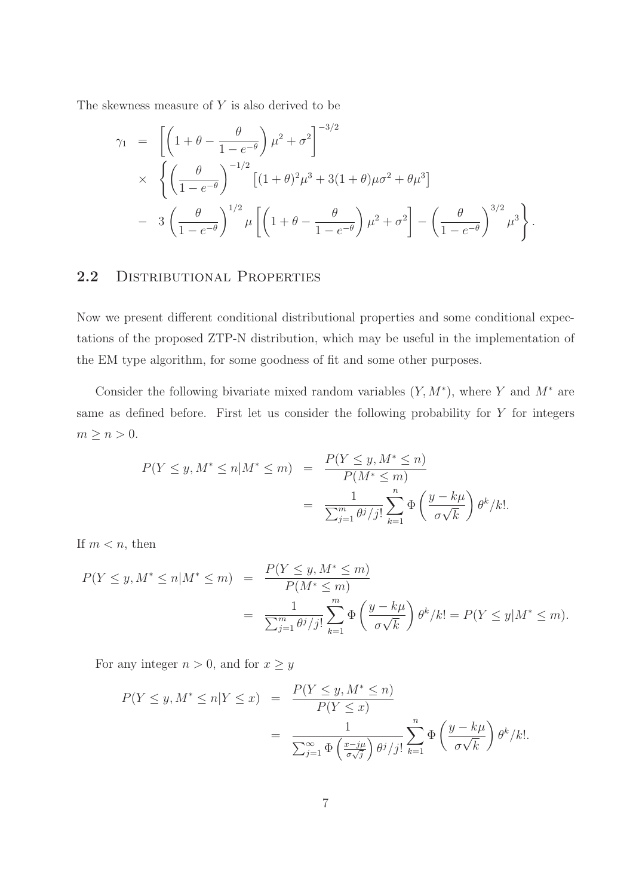The skewness measure of $Y$ is also derived to be

$$
\begin{aligned}
\gamma_1 &= \left[\left(1+\theta-\frac{\theta}{1-e^{-\theta}}\right)\mu^2+\sigma^2\right]^{-3/2} \\
&\times \left\{\left(\frac{\theta}{1-e^{-\theta}}\right)^{-1/2}\left[(1+\theta)^2\mu^3+3(1+\theta)\mu\sigma^2+\theta\mu^3\right]\right. \\
&- \left. 3\left(\frac{\theta}{1-e^{-\theta}}\right)^{1/2}\mu\left[\left(1+\theta-\frac{\theta}{1-e^{-\theta}}\right)\mu^2+\sigma^2\right]-\left(\frac{\theta}{1-e^{-\theta}}\right)^{3/2}\mu^3\right\}.
\end{aligned}
$$

## 2.2 Distributional Properties

Now we present different conditional distributional properties and some conditional expectations of the proposed ZTP-N distribution, which may be useful in the implementation of the EM type algorithm, for some goodness of fit and some other purposes.

Consider the following bivariate mixed random variables $(Y, M^*)$, where $Y$ and $M^*$ are same as defined before. First let us consider the following probability for $Y$ for integers $m \geq n > 0$.

$$
\begin{aligned}
P(Y \leq y, M^* \leq n | M^* \leq m) &= \frac{P(Y \leq y, M^* \leq n)}{P(M^* \leq m)} \\
&= \frac{1}{\sum_{j=1}^{m}\theta^j/j!}\sum_{k=1}^{n}\Phi\left(\frac{y-k\mu}{\sigma\sqrt{k}}\right)\theta^k/k!.
\end{aligned}
$$

If $m < n$, then

$$
\begin{aligned}
P(Y \leq y, M^* \leq n | M^* \leq m) &= \frac{P(Y \leq y, M^* \leq m)}{P(M^* \leq m)} \\
&= \frac{1}{\sum_{j=1}^{m}\theta^j/j!}\sum_{k=1}^{m}\Phi\left(\frac{y-k\mu}{\sigma\sqrt{k}}\right)\theta^k/k! = P(Y \leq y | M^* \leq m).
\end{aligned}
$$

For any integer $n > 0$, and for $x \geq y$

$$
\begin{aligned}
P(Y \leq y, M^* \leq n | Y \leq x) &= \frac{P(Y \leq y, M^* \leq n)}{P(Y \leq x)} \\
&= \frac{1}{\sum_{j=1}^{\infty}\Phi\left(\frac{x-j\mu}{\sigma\sqrt{j}}\right)\theta^j/j!}\sum_{k=1}^{n}\Phi\left(\frac{y-k\mu}{\sigma\sqrt{k}}\right)\theta^k/k!.
\end{aligned}
$$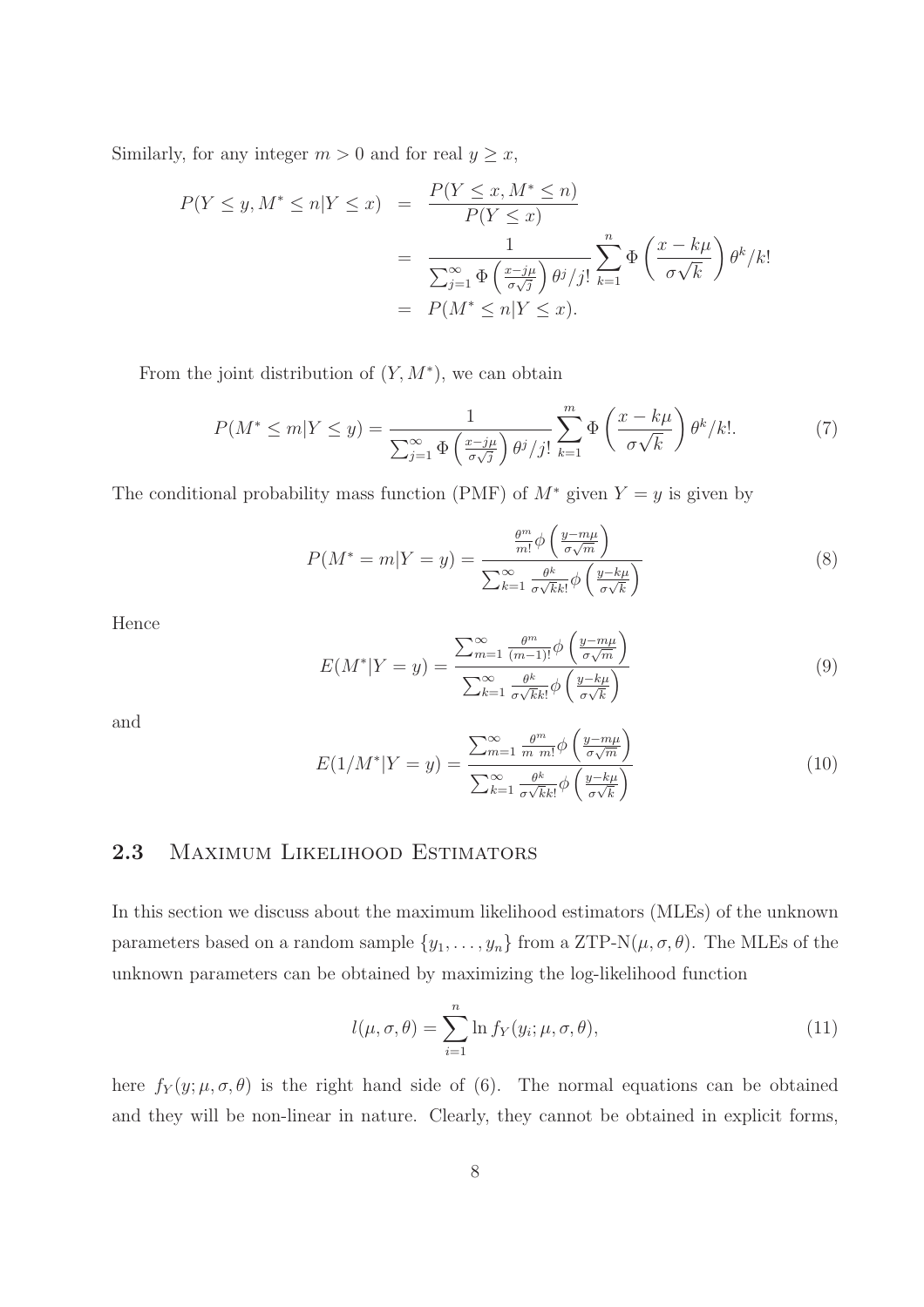Similarly, for any integer $m > 0$ and for real $y \geq x$,

$$
\begin{aligned}
P(Y \leq y, M^* \leq n | Y \leq x) &= \frac{P(Y \leq x, M^* \leq n)}{P(Y \leq x)} \\
&= \frac{1}{\sum_{j=1}^{\infty} \Phi\left(\frac{x-j\mu}{\sigma\sqrt{j}}\right) \theta^j / j!} \sum_{k=1}^{n} \Phi\left(\frac{x-k\mu}{\sigma\sqrt{k}}\right) \theta^k / k! \\
&= P(M^* \leq n | Y \leq x).
\end{aligned}
$$

From the joint distribution of $(Y, M^*)$, we can obtain

$$
P(M^* \leq m | Y \leq y) = \frac{1}{\sum_{j=1}^{\infty} \Phi\left(\frac{x-j\mu}{\sigma\sqrt{j}}\right) \theta^j / j!} \sum_{k=1}^{m} \Phi\left(\frac{x-k\mu}{\sigma\sqrt{k}}\right) \theta^k / k!. \tag{7}
$$

The conditional probability mass function (PMF) of $M^*$ given $Y = y$ is given by

$$
P(M^* = m | Y = y) = \frac{\frac{\theta^m}{m!} \phi\left(\frac{y-m\mu}{\sigma\sqrt{m}}\right)}{\sum_{k=1}^{\infty} \frac{\theta^k}{\sigma\sqrt{k}k!} \phi\left(\frac{y-k\mu}{\sigma\sqrt{k}}\right)} \tag{8}
$$

Hence

$$
E(M^* | Y = y) = \frac{\sum_{m=1}^{\infty} \frac{\theta^m}{(m-1)!} \phi\left(\frac{y-m\mu}{\sigma\sqrt{m}}\right)}{\sum_{k=1}^{\infty} \frac{\theta^k}{\sigma\sqrt{k}k!} \phi\left(\frac{y-k\mu}{\sigma\sqrt{k}}\right)} \tag{9}
$$

and

$$
E(1/M^* | Y = y) = \frac{\sum_{m=1}^{\infty} \frac{\theta^m}{m \; m!} \phi\left(\frac{y-m\mu}{\sigma\sqrt{m}}\right)}{\sum_{k=1}^{\infty} \frac{\theta^k}{\sigma\sqrt{k}k!} \phi\left(\frac{y-k\mu}{\sigma\sqrt{k}}\right)} \tag{10}
$$

## 2.3 Maximum Likelihood Estimators

In this section we discuss about the maximum likelihood estimators (MLEs) of the unknown parameters based on a random sample $\{y_1, \ldots, y_n\}$ from a ZTP-N$(\mu, \sigma, \theta)$. The MLEs of the unknown parameters can be obtained by maximizing the log-likelihood function

$$
l(\mu, \sigma, \theta) = \sum_{i=1}^{n} \ln f_Y(y_i; \mu, \sigma, \theta), \tag{11}
$$

here $f_Y(y; \mu, \sigma, \theta)$ is the right hand side of (6). The normal equations can be obtained and they will be non-linear in nature. Clearly, they cannot be obtained in explicit forms,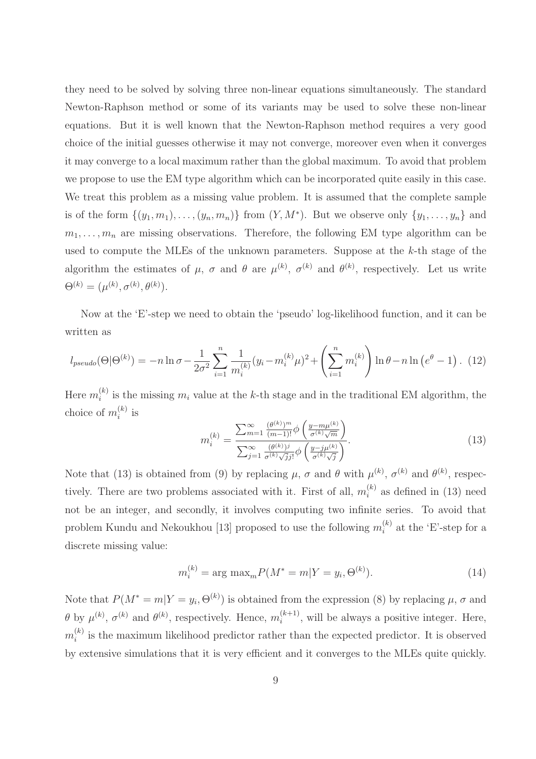they need to be solved by solving three non-linear equations simultaneously. The standard Newton-Raphson method or some of its variants may be used to solve these non-linear equations. But it is well known that the Newton-Raphson method requires a very good choice of the initial guesses otherwise it may not converge, moreover even when it converges it may converge to a local maximum rather than the global maximum. To avoid that problem we propose to use the EM type algorithm which can be incorporated quite easily in this case. We treat this problem as a missing value problem. It is assumed that the complete sample is of the form $\{(y_1, m_1), \ldots, (y_n, m_n)\}$ from $(Y, M^*)$. But we observe only $\{y_1, \ldots, y_n\}$ and $m_1, \ldots, m_n$ are missing observations. Therefore, the following EM type algorithm can be used to compute the MLEs of the unknown parameters. Suppose at the $k$-th stage of the algorithm the estimates of $\mu$, $\sigma$ and $\theta$ are $\mu^{(k)}$, $\sigma^{(k)}$ and $\theta^{(k)}$, respectively. Let us write $\Theta^{(k)} = (\mu^{(k)}, \sigma^{(k)}, \theta^{(k)})$.

Now at the 'E'-step we need to obtain the 'pseudo' log-likelihood function, and it can be written as

$$l_{pseudo}(\Theta|\Theta^{(k)}) = -n \ln \sigma - \frac{1}{2\sigma^2} \sum_{i=1}^{n} \frac{1}{m_i^{(k)}} (y_i - m_i^{(k)} \mu)^2 + \left( \sum_{i=1}^{n} m_i^{(k)} \right) \ln \theta - n \ln \left( e^{\theta} - 1 \right). \quad (12)$$

Here $m_i^{(k)}$ is the missing $m_i$ value at the $k$-th stage and in the traditional EM algorithm, the choice of $m_i^{(k)}$ is

$$m_i^{(k)} = \frac{\sum_{m=1}^{\infty} \frac{(\theta^{(k)})^m}{(m-1)!} \phi\left( \frac{y - m\mu^{(k)}}{\sigma^{(k)}\sqrt{m}} \right)}{\sum_{j=1}^{\infty} \frac{(\theta^{(k)})^j}{\sigma^{(k)}\sqrt{j}j!} \phi\left( \frac{y - j\mu^{(k)}}{\sigma^{(k)}\sqrt{j}} \right)}. \quad (13)$$

Note that (13) is obtained from (9) by replacing $\mu$, $\sigma$ and $\theta$ with $\mu^{(k)}$, $\sigma^{(k)}$ and $\theta^{(k)}$, respectively. There are two problems associated with it. First of all, $m_i^{(k)}$ as defined in (13) need not be an integer, and secondly, it involves computing two infinite series. To avoid that problem Kundu and Nekoukhou [13] proposed to use the following $m_i^{(k)}$ at the 'E'-step for a discrete missing value:

$$m_i^{(k)} = \arg\max_m P(M^* = m | Y = y_i, \Theta^{(k)}). \quad (14)$$

Note that $P(M^* = m|Y = y_i, \Theta^{(k)})$ is obtained from the expression (8) by replacing $\mu$, $\sigma$ and $\theta$ by $\mu^{(k)}$, $\sigma^{(k)}$ and $\theta^{(k)}$, respectively. Hence, $m_i^{(k+1)}$, will be always a positive integer. Here, $m_i^{(k)}$ is the maximum likelihood predictor rather than the expected predictor. It is observed by extensive simulations that it is very efficient and it converges to the MLEs quite quickly.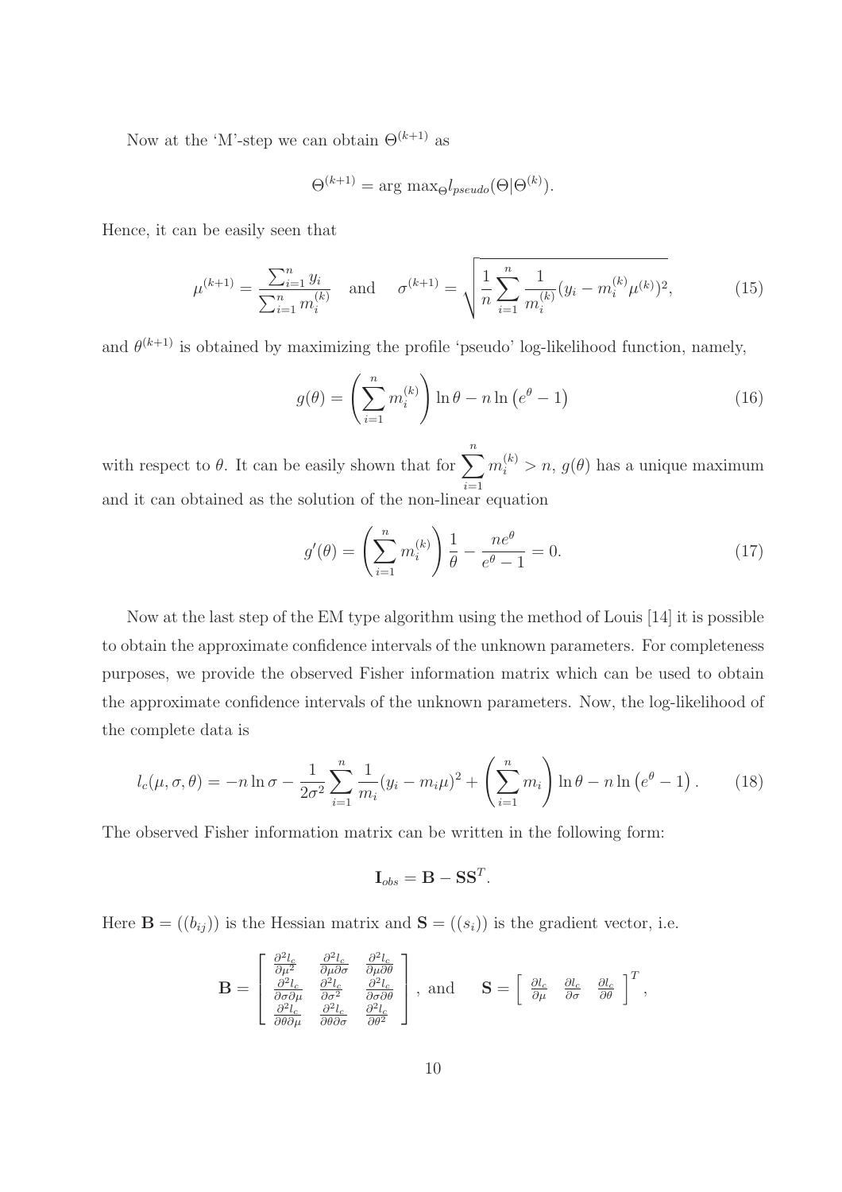Now at the 'M'-step we can obtain $\Theta^{(k+1)}$ as

$$\Theta^{(k+1)} = \arg\max_{\Theta} l_{pseudo}(\Theta|\Theta^{(k)}).$$

Hence, it can be easily seen that

$$\mu^{(k+1)} = \frac{\sum_{i=1}^{n} y_i}{\sum_{i=1}^{n} m_i^{(k)}} \quad \text{and} \quad \sigma^{(k+1)} = \sqrt{\frac{1}{n}\sum_{i=1}^{n} \frac{1}{m_i^{(k)}}(y_i - m_i^{(k)}\mu^{(k)})^2}, \tag{15}$$

and $\theta^{(k+1)}$ is obtained by maximizing the profile 'pseudo' log-likelihood function, namely,

$$g(\theta) = \left(\sum_{i=1}^{n} m_i^{(k)}\right) \ln\theta - n\ln\left(e^{\theta} - 1\right) \tag{16}$$

with respect to $\theta$. It can be easily shown that for $\sum_{i=1}^{n} m_i^{(k)} > n$, $g(\theta)$ has a unique maximum and it can obtained as the solution of the non-linear equation

$$g'(\theta) = \left(\sum_{i=1}^{n} m_i^{(k)}\right)\frac{1}{\theta} - \frac{ne^{\theta}}{e^{\theta} - 1} = 0. \tag{17}$$

Now at the last step of the EM type algorithm using the method of Louis [14] it is possible to obtain the approximate confidence intervals of the unknown parameters. For completeness purposes, we provide the observed Fisher information matrix which can be used to obtain the approximate confidence intervals of the unknown parameters. Now, the log-likelihood of the complete data is

$$l_c(\mu, \sigma, \theta) = -n\ln\sigma - \frac{1}{2\sigma^2}\sum_{i=1}^{n}\frac{1}{m_i}(y_i - m_i\mu)^2 + \left(\sum_{i=1}^{n} m_i\right)\ln\theta - n\ln\left(e^{\theta} - 1\right). \tag{18}$$

The observed Fisher information matrix can be written in the following form:

$$\mathbf{I}_{obs} = \mathbf{B} - \mathbf{S}\mathbf{S}^T.$$

Here $\mathbf{B} = ((b_{ij}))$ is the Hessian matrix and $\mathbf{S} = ((s_i))$ is the gradient vector, i.e.

$$\mathbf{B} = \begin{bmatrix} \frac{\partial^2 l_c}{\partial\mu^2} & \frac{\partial^2 l_c}{\partial\mu\partial\sigma} & \frac{\partial^2 l_c}{\partial\mu\partial\theta} \\ \frac{\partial^2 l_c}{\partial\sigma\partial\mu} & \frac{\partial^2 l_c}{\partial\sigma^2} & \frac{\partial^2 l_c}{\partial\sigma\partial\theta} \\ \frac{\partial^2 l_c}{\partial\theta\partial\mu} & \frac{\partial^2 l_c}{\partial\theta\partial\sigma} & \frac{\partial^2 l_c}{\partial\theta^2} \end{bmatrix}, \text{ and } \quad \mathbf{S} = \begin{bmatrix} \frac{\partial l_c}{\partial\mu} & \frac{\partial l_c}{\partial\sigma} & \frac{\partial l_c}{\partial\theta} \end{bmatrix}^T,$$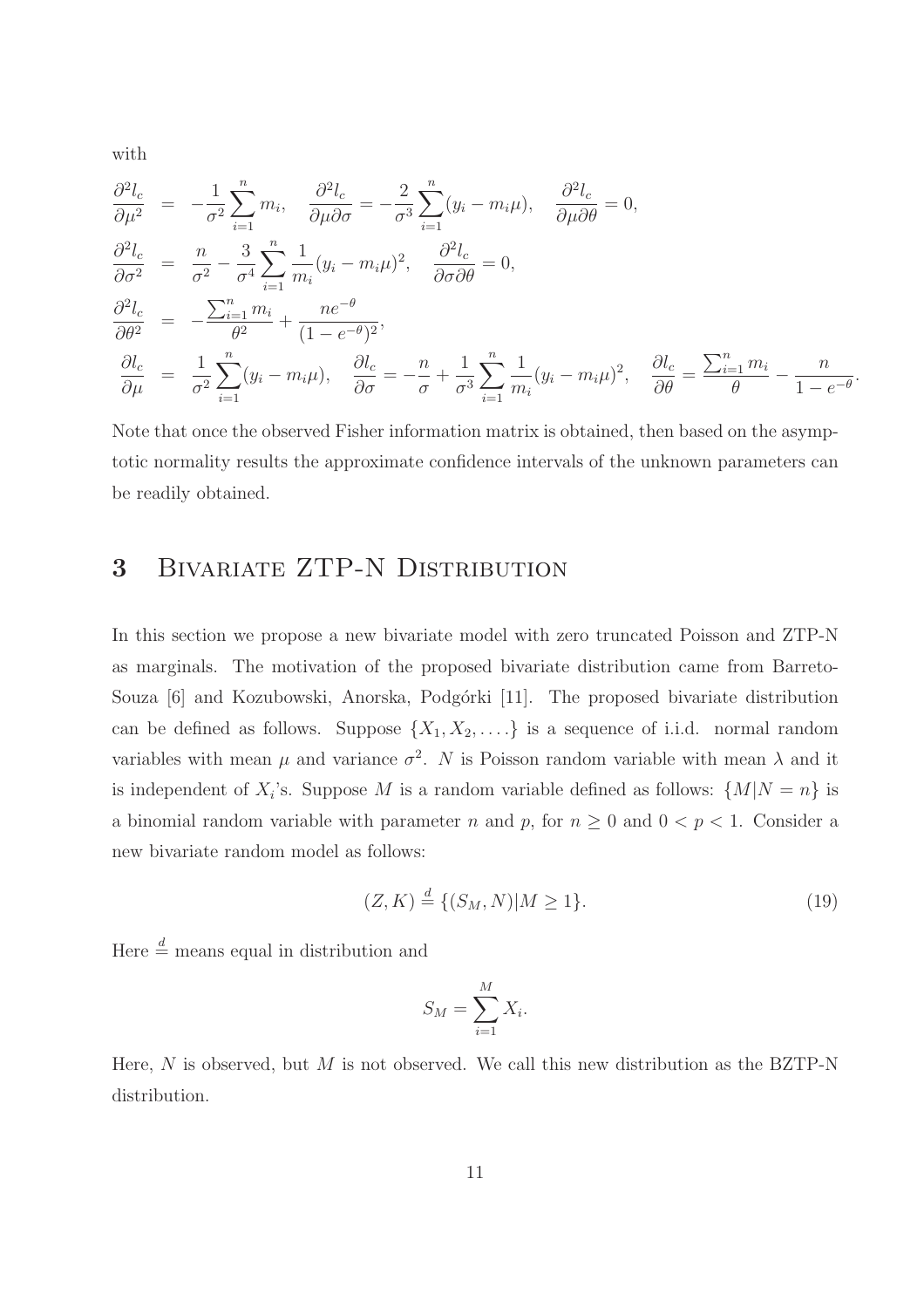with

$$
\begin{aligned}
\frac{\partial^2 l_c}{\partial \mu^2} &= -\frac{1}{\sigma^2}\sum_{i=1}^{n} m_i, \quad \frac{\partial^2 l_c}{\partial \mu \partial \sigma} = -\frac{2}{\sigma^3}\sum_{i=1}^{n}(y_i - m_i\mu), \quad \frac{\partial^2 l_c}{\partial \mu \partial \theta} = 0, \\
\frac{\partial^2 l_c}{\partial \sigma^2} &= \frac{n}{\sigma^2} - \frac{3}{\sigma^4}\sum_{i=1}^{n}\frac{1}{m_i}(y_i - m_i\mu)^2, \quad \frac{\partial^2 l_c}{\partial \sigma \partial \theta} = 0, \\
\frac{\partial^2 l_c}{\partial \theta^2} &= -\frac{\sum_{i=1}^{n} m_i}{\theta^2} + \frac{ne^{-\theta}}{(1-e^{-\theta})^2}, \\
\frac{\partial l_c}{\partial \mu} &= \frac{1}{\sigma^2}\sum_{i=1}^{n}(y_i - m_i\mu), \quad \frac{\partial l_c}{\partial \sigma} = -\frac{n}{\sigma} + \frac{1}{\sigma^3}\sum_{i=1}^{n}\frac{1}{m_i}(y_i - m_i\mu)^2, \quad \frac{\partial l_c}{\partial \theta} = \frac{\sum_{i=1}^{n} m_i}{\theta} - \frac{n}{1-e^{-\theta}}.
\end{aligned}
$$

Note that once the observed Fisher information matrix is obtained, then based on the asymptotic normality results the approximate confidence intervals of the unknown parameters can be readily obtained.

# 3 Bivariate ZTP-N Distribution

In this section we propose a new bivariate model with zero truncated Poisson and ZTP-N as marginals. The motivation of the proposed bivariate distribution came from Barreto-Souza [6] and Kozubowski, Anorska, Podgórki [11]. The proposed bivariate distribution can be defined as follows. Suppose $\{X_1, X_2, \ldots.\}$ is a sequence of i.i.d. normal random variables with mean $\mu$ and variance $\sigma^2$. $N$ is Poisson random variable with mean $\lambda$ and it is independent of $X_i$'s. Suppose $M$ is a random variable defined as follows: $\{M|N = n\}$ is a binomial random variable with parameter $n$ and $p$, for $n \geq 0$ and $0 < p < 1$. Consider a new bivariate random model as follows:

$$
(Z, K) \stackrel{d}{=} \{(S_M, N) | M \geq 1\}. \tag{19}
$$

Here $\stackrel{d}{=}$ means equal in distribution and

$$
S_M = \sum_{i=1}^{M} X_i.
$$

Here, $N$ is observed, but $M$ is not observed. We call this new distribution as the BZTP-N distribution.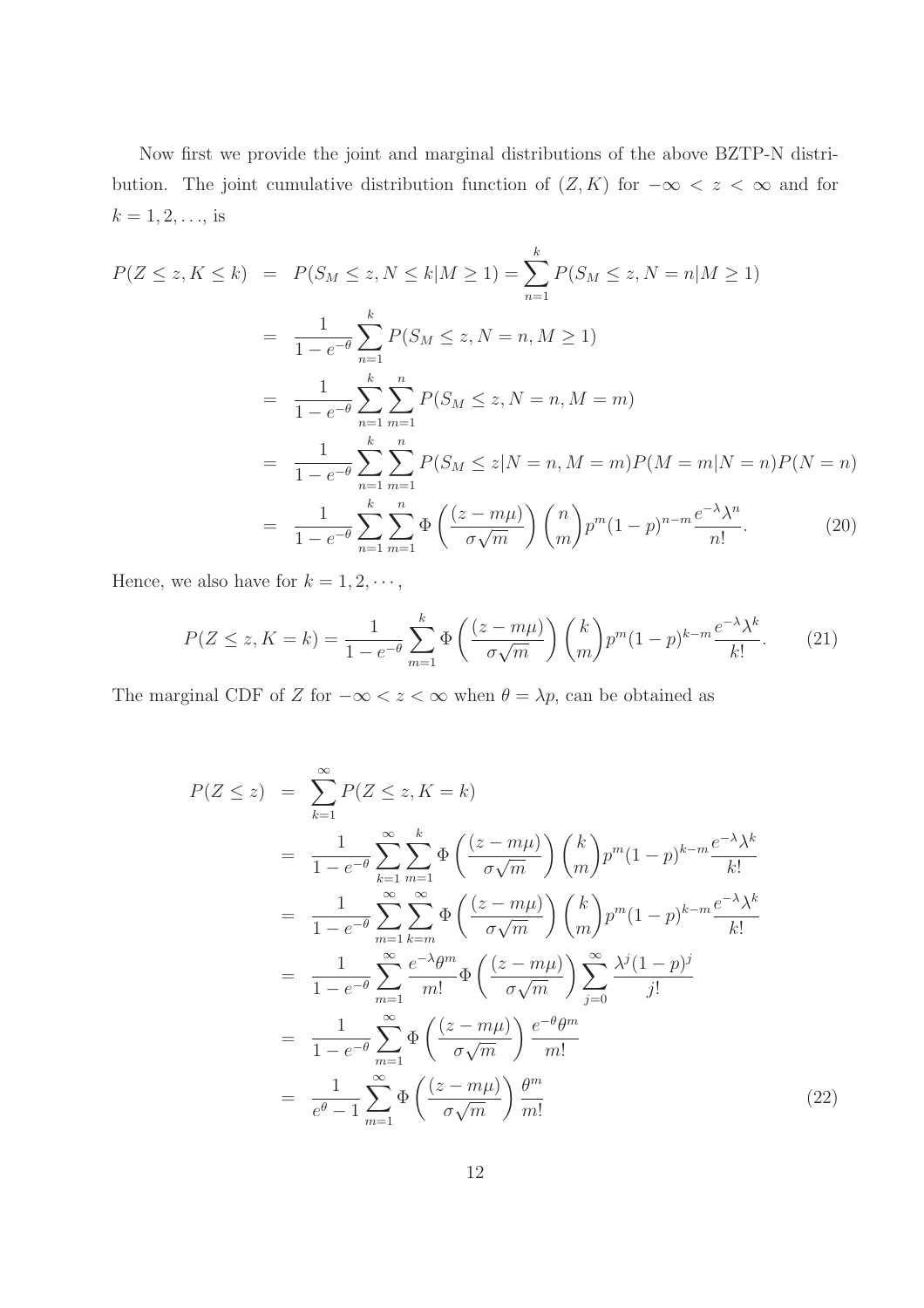Now first we provide the joint and marginal distributions of the above BZTP-N distribution. The joint cumulative distribution function of $(Z, K)$ for $-\infty < z < \infty$ and for $k = 1, 2, \ldots$, is

$$
\begin{aligned}
P(Z \leq z, K \leq k) &= P(S_M \leq z, N \leq k | M \geq 1) = \sum_{n=1}^{k} P(S_M \leq z, N = n | M \geq 1) \\
&= \frac{1}{1 - e^{-\theta}} \sum_{n=1}^{k} P(S_M \leq z, N = n, M \geq 1) \\
&= \frac{1}{1 - e^{-\theta}} \sum_{n=1}^{k} \sum_{m=1}^{n} P(S_M \leq z, N = n, M = m) \\
&= \frac{1}{1 - e^{-\theta}} \sum_{n=1}^{k} \sum_{m=1}^{n} P(S_M \leq z | N = n, M = m) P(M = m | N = n) P(N = n) \\
&= \frac{1}{1 - e^{-\theta}} \sum_{n=1}^{k} \sum_{m=1}^{n} \Phi\left(\frac{(z - m\mu)}{\sigma\sqrt{m}}\right) \binom{n}{m} p^m (1-p)^{n-m} \frac{e^{-\lambda}\lambda^n}{n!}. \qquad (20)
\end{aligned}
$$

Hence, we also have for $k = 1, 2, \cdots$,

$$
P(Z \leq z, K = k) = \frac{1}{1 - e^{-\theta}} \sum_{m=1}^{k} \Phi\left(\frac{(z - m\mu)}{\sigma\sqrt{m}}\right) \binom{k}{m} p^m (1-p)^{k-m} \frac{e^{-\lambda}\lambda^k}{k!}. \qquad (21)
$$

The marginal CDF of $Z$ for $-\infty < z < \infty$ when $\theta = \lambda p$, can be obtained as

$$
\begin{aligned}
P(Z \leq z) &= \sum_{k=1}^{\infty} P(Z \leq z, K = k) \\
&= \frac{1}{1 - e^{-\theta}} \sum_{k=1}^{\infty} \sum_{m=1}^{k} \Phi\left(\frac{(z - m\mu)}{\sigma\sqrt{m}}\right) \binom{k}{m} p^m (1-p)^{k-m} \frac{e^{-\lambda}\lambda^k}{k!} \\
&= \frac{1}{1 - e^{-\theta}} \sum_{m=1}^{\infty} \sum_{k=m}^{\infty} \Phi\left(\frac{(z - m\mu)}{\sigma\sqrt{m}}\right) \binom{k}{m} p^m (1-p)^{k-m} \frac{e^{-\lambda}\lambda^k}{k!} \\
&= \frac{1}{1 - e^{-\theta}} \sum_{m=1}^{\infty} \frac{e^{-\lambda}\theta^m}{m!} \Phi\left(\frac{(z - m\mu)}{\sigma\sqrt{m}}\right) \sum_{j=0}^{\infty} \frac{\lambda^j (1-p)^j}{j!} \\
&= \frac{1}{1 - e^{-\theta}} \sum_{m=1}^{\infty} \Phi\left(\frac{(z - m\mu)}{\sigma\sqrt{m}}\right) \frac{e^{-\theta}\theta^m}{m!} \\
&= \frac{1}{e^{\theta} - 1} \sum_{m=1}^{\infty} \Phi\left(\frac{(z - m\mu)}{\sigma\sqrt{m}}\right) \frac{\theta^m}{m!} \qquad (22)
\end{aligned}
$$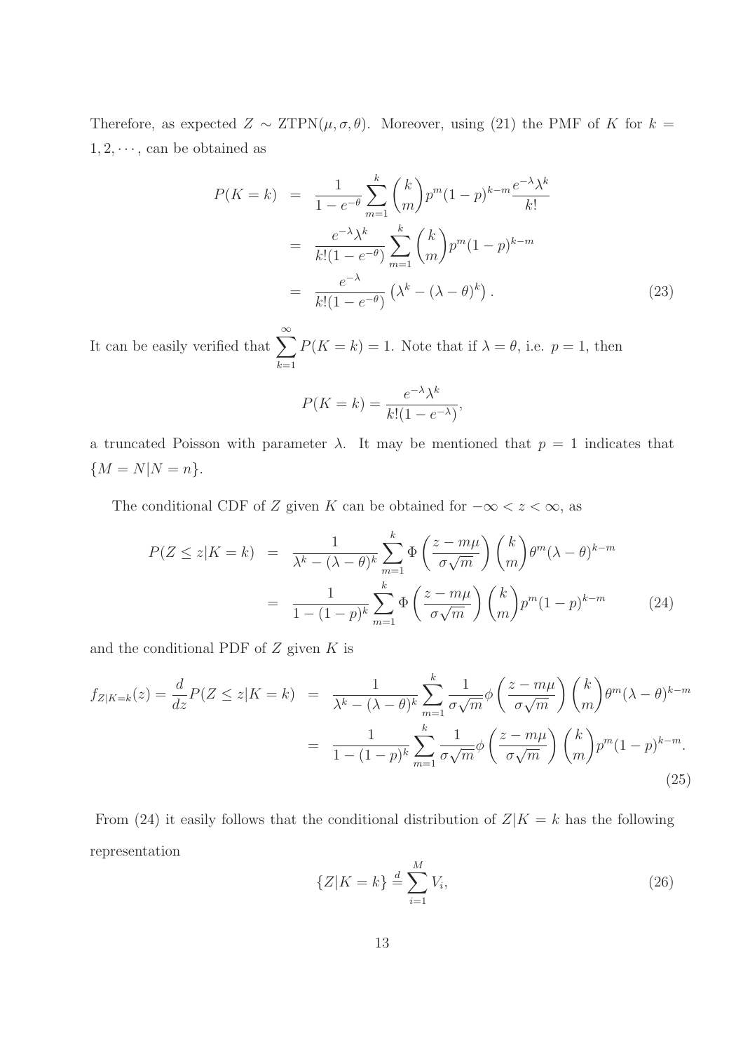Therefore, as expected $Z \sim \text{ZTPN}(\mu, \sigma, \theta)$. Moreover, using (21) the PMF of $K$ for $k = 1, 2, \cdots$, can be obtained as

$$
\begin{aligned}
P(K = k) &= \frac{1}{1 - e^{-\theta}} \sum_{m=1}^{k} \binom{k}{m} p^m (1-p)^{k-m} \frac{e^{-\lambda} \lambda^k}{k!} \\
&= \frac{e^{-\lambda} \lambda^k}{k!(1 - e^{-\theta})} \sum_{m=1}^{k} \binom{k}{m} p^m (1-p)^{k-m} \\
&= \frac{e^{-\lambda}}{k!(1 - e^{-\theta})} \left( \lambda^k - (\lambda - \theta)^k \right). \qquad (23)
\end{aligned}
$$

It can be easily verified that $\sum_{k=1}^{\infty} P(K = k) = 1$. Note that if $\lambda = \theta$, i.e. $p = 1$, then

$$
P(K = k) = \frac{e^{-\lambda} \lambda^k}{k!(1 - e^{-\lambda})},
$$

a truncated Poisson with parameter $\lambda$. It may be mentioned that $p = 1$ indicates that $\{M = N | N = n\}$.

The conditional CDF of $Z$ given $K$ can be obtained for $-\infty < z < \infty$, as

$$
\begin{aligned}
P(Z \le z | K = k) &= \frac{1}{\lambda^k - (\lambda - \theta)^k} \sum_{m=1}^{k} \Phi\left( \frac{z - m\mu}{\sigma\sqrt{m}} \right) \binom{k}{m} \theta^m (\lambda - \theta)^{k-m} \\
&= \frac{1}{1 - (1-p)^k} \sum_{m=1}^{k} \Phi\left( \frac{z - m\mu}{\sigma\sqrt{m}} \right) \binom{k}{m} p^m (1-p)^{k-m} \qquad (24)
\end{aligned}
$$

and the conditional PDF of $Z$ given $K$ is

$$
\begin{aligned}
f_{Z|K=k}(z) = \frac{d}{dz} P(Z \le z | K = k) &= \frac{1}{\lambda^k - (\lambda - \theta)^k} \sum_{m=1}^{k} \frac{1}{\sigma\sqrt{m}} \phi\left( \frac{z - m\mu}{\sigma\sqrt{m}} \right) \binom{k}{m} \theta^m (\lambda - \theta)^{k-m} \\
&= \frac{1}{1 - (1-p)^k} \sum_{m=1}^{k} \frac{1}{\sigma\sqrt{m}} \phi\left( \frac{z - m\mu}{\sigma\sqrt{m}} \right) \binom{k}{m} p^m (1-p)^{k-m}. \qquad (25)
\end{aligned}
$$

From (24) it easily follows that the conditional distribution of $Z | K = k$ has the following representation

$$
\{Z | K = k\} \overset{d}{=} \sum_{i=1}^{M} V_i, \qquad (26)
$$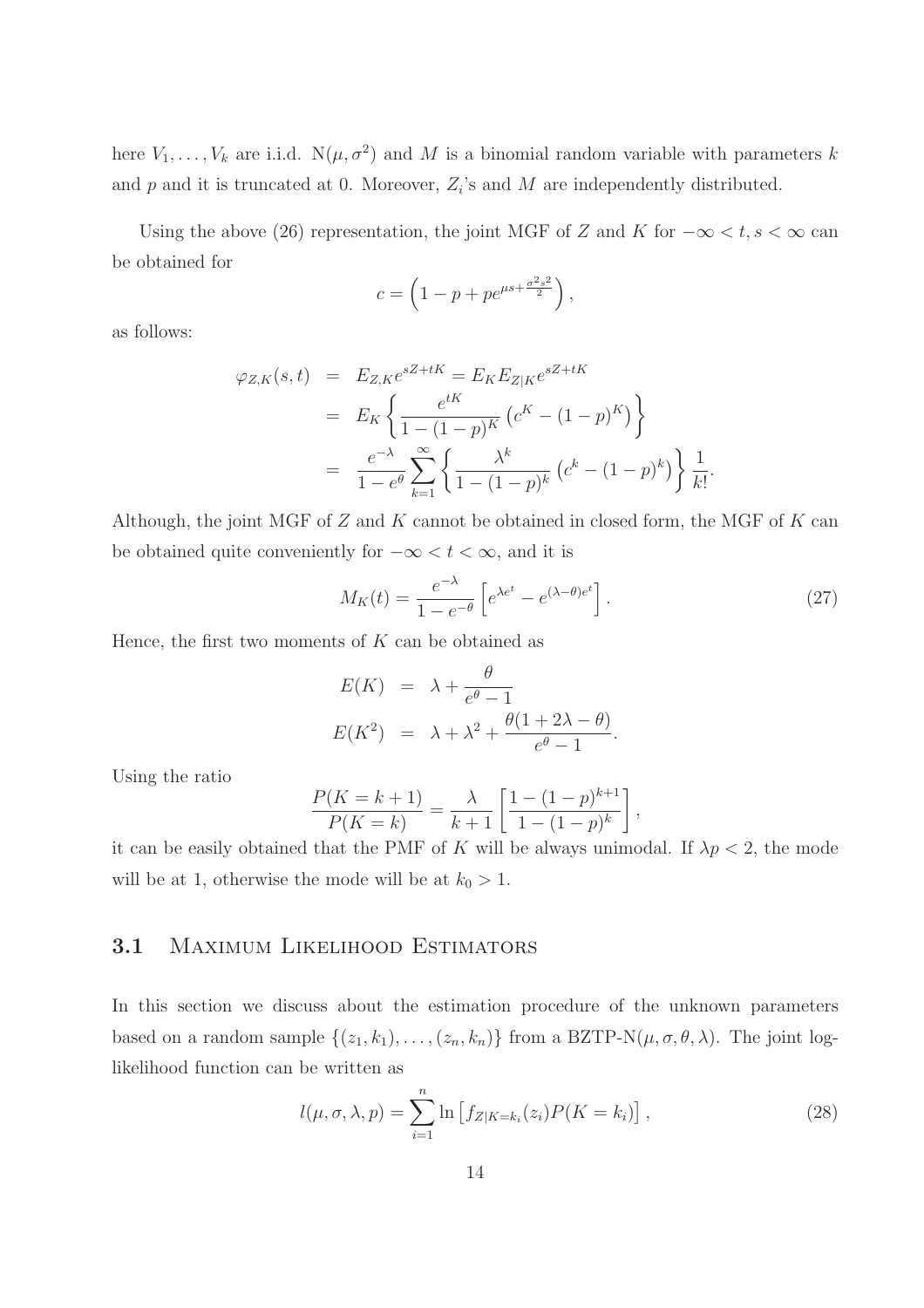here $V_1, \ldots, V_k$ are i.i.d. $\mathrm{N}(\mu, \sigma^2)$ and $M$ is a binomial random variable with parameters $k$ and $p$ and it is truncated at 0. Moreover, $Z_i$'s and $M$ are independently distributed.

Using the above (26) representation, the joint MGF of $Z$ and $K$ for $-\infty < t, s < \infty$ can be obtained for

$$c = \left(1 - p + pe^{\mu s + \frac{\sigma^2 s^2}{2}}\right),$$

as follows:

$$\begin{aligned}
\varphi_{Z,K}(s,t) &= E_{Z,K} e^{sZ+tK} = E_K E_{Z|K} e^{sZ+tK} \\
&= E_K \left\{ \frac{e^{tK}}{1-(1-p)^K} \left(c^K - (1-p)^K\right) \right\} \\
&= \frac{e^{-\lambda}}{1-e^{\theta}} \sum_{k=1}^{\infty} \left\{ \frac{\lambda^k}{1-(1-p)^k} \left(c^k - (1-p)^k\right) \right\} \frac{1}{k!}.
\end{aligned}$$

Although, the joint MGF of $Z$ and $K$ cannot be obtained in closed form, the MGF of $K$ can be obtained quite conveniently for $-\infty < t < \infty$, and it is

$$M_K(t) = \frac{e^{-\lambda}}{1-e^{-\theta}} \left[ e^{\lambda e^t} - e^{(\lambda-\theta)e^t} \right]. \tag{27}$$

Hence, the first two moments of $K$ can be obtained as

$$\begin{aligned}
E(K) &= \lambda + \frac{\theta}{e^{\theta}-1} \\
E(K^2) &= \lambda + \lambda^2 + \frac{\theta(1+2\lambda-\theta)}{e^{\theta}-1}.
\end{aligned}$$

Using the ratio

$$\frac{P(K=k+1)}{P(K=k)} = \frac{\lambda}{k+1} \left[ \frac{1-(1-p)^{k+1}}{1-(1-p)^k} \right],$$

it can be easily obtained that the PMF of $K$ will be always unimodal. If $\lambda p < 2$, the mode will be at 1, otherwise the mode will be at $k_0 > 1$.

### 3.1 Maximum Likelihood Estimators

In this section we discuss about the estimation procedure of the unknown parameters based on a random sample $\{(z_1, k_1), \ldots, (z_n, k_n)\}$ from a BZTP-N$(\mu, \sigma, \theta, \lambda)$. The joint log-likelihood function can be written as

$$l(\mu, \sigma, \lambda, p) = \sum_{i=1}^{n} \ln \left[ f_{Z|K=k_i}(z_i) P(K=k_i) \right], \tag{28}$$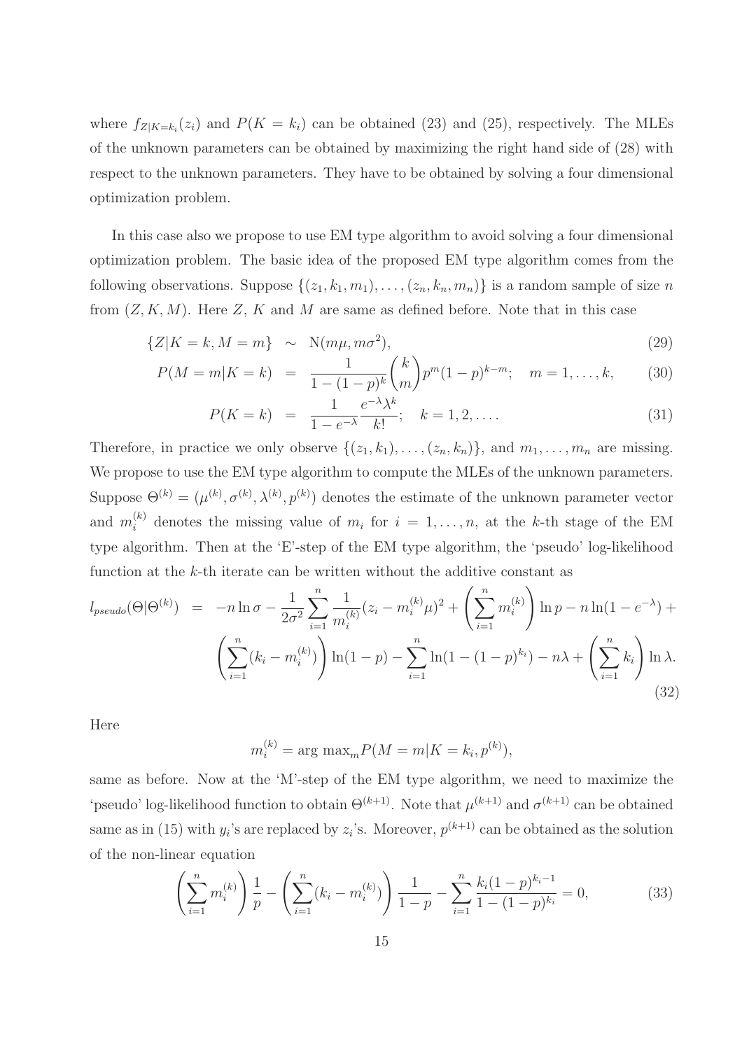where $f_{Z|K=k_i}(z_i)$ and $P(K = k_i)$ can be obtained (23) and (25), respectively. The MLEs of the unknown parameters can be obtained by maximizing the right hand side of (28) with respect to the unknown parameters. They have to be obtained by solving a four dimensional optimization problem.

In this case also we propose to use EM type algorithm to avoid solving a four dimensional optimization problem. The basic idea of the proposed EM type algorithm comes from the following observations. Suppose $\{(z_1, k_1, m_1), \ldots, (z_n, k_n, m_n)\}$ is a random sample of size $n$ from $(Z, K, M)$. Here $Z$, $K$ and $M$ are same as defined before. Note that in this case

$$
\begin{aligned}
\{Z|K = k, M = m\} &\sim \mathrm{N}(m\mu, m\sigma^2), && (29)\\
P(M = m|K = k) &= \frac{1}{1-(1-p)^k}\binom{k}{m}p^m(1-p)^{k-m}; \quad m = 1, \ldots, k, && (30)\\
P(K = k) &= \frac{1}{1-e^{-\lambda}}\frac{e^{-\lambda}\lambda^k}{k!}; \quad k = 1, 2, \ldots. && (31)
\end{aligned}
$$

Therefore, in practice we only observe $\{(z_1, k_1), \ldots, (z_n, k_n)\}$, and $m_1, \ldots, m_n$ are missing. We propose to use the EM type algorithm to compute the MLEs of the unknown parameters. Suppose $\Theta^{(k)} = (\mu^{(k)}, \sigma^{(k)}, \lambda^{(k)}, p^{(k)})$ denotes the estimate of the unknown parameter vector and $m_i^{(k)}$ denotes the missing value of $m_i$ for $i = 1, \ldots, n$, at the $k$-th stage of the EM type algorithm. Then at the 'E'-step of the EM type algorithm, the 'pseudo' log-likelihood function at the $k$-th iterate can be written without the additive constant as

$$
\begin{aligned}
l_{pseudo}(\Theta|\Theta^{(k)}) = {} & -n\ln\sigma - \frac{1}{2\sigma^2}\sum_{i=1}^{n}\frac{1}{m_i^{(k)}}(z_i - m_i^{(k)}\mu)^2 + \left(\sum_{i=1}^{n} m_i^{(k)}\right)\ln p - n\ln(1-e^{-\lambda}) + \\
& \left(\sum_{i=1}^{n}(k_i - m_i^{(k)})\right)\ln(1-p) - \sum_{i=1}^{n}\ln(1-(1-p)^{k_i}) - n\lambda + \left(\sum_{i=1}^{n} k_i\right)\ln\lambda. \qquad (32)
\end{aligned}
$$

Here

$$
m_i^{(k)} = \arg\max{}_m P(M = m|K = k_i, p^{(k)}),
$$

same as before. Now at the 'M'-step of the EM type algorithm, we need to maximize the 'pseudo' log-likelihood function to obtain $\Theta^{(k+1)}$. Note that $\mu^{(k+1)}$ and $\sigma^{(k+1)}$ can be obtained same as in (15) with $y_i$'s are replaced by $z_i$'s. Moreover, $p^{(k+1)}$ can be obtained as the solution of the non-linear equation

$$
\left(\sum_{i=1}^{n} m_i^{(k)}\right)\frac{1}{p} - \left(\sum_{i=1}^{n}(k_i - m_i^{(k)})\right)\frac{1}{1-p} - \sum_{i=1}^{n}\frac{k_i(1-p)^{k_i-1}}{1-(1-p)^{k_i}} = 0, \qquad (33)
$$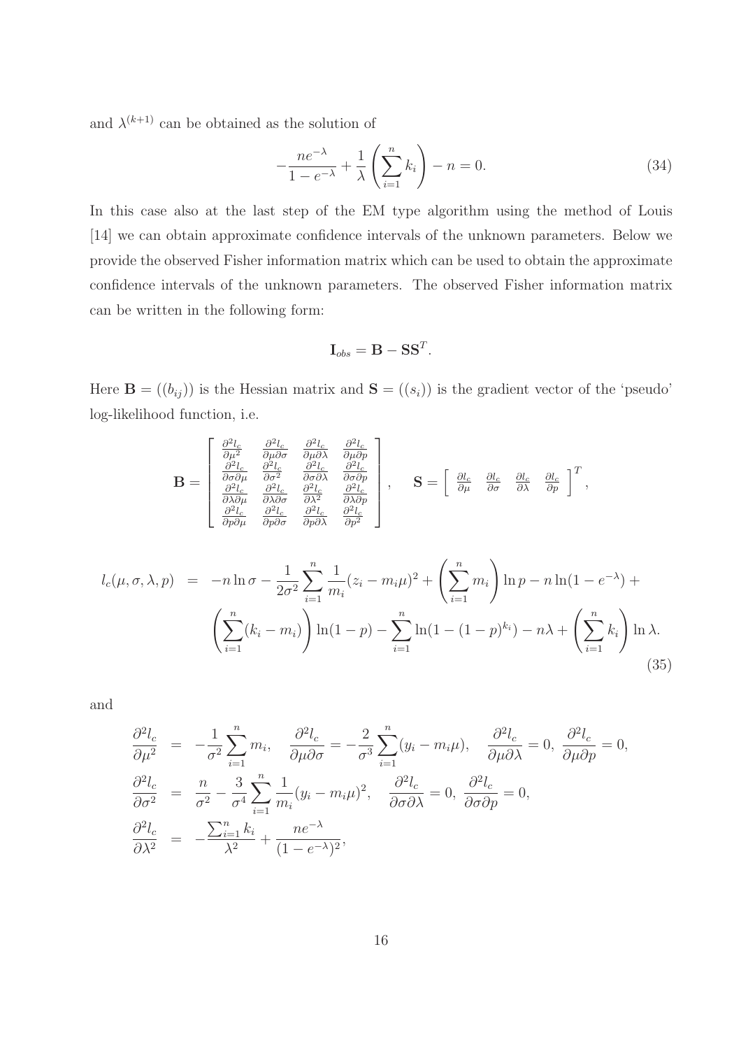and $\lambda^{(k+1)}$ can be obtained as the solution of

$$-\frac{ne^{-\lambda}}{1-e^{-\lambda}} + \frac{1}{\lambda}\left(\sum_{i=1}^{n} k_i\right) - n = 0. \tag{34}$$

In this case also at the last step of the EM type algorithm using the method of Louis [14] we can obtain approximate confidence intervals of the unknown parameters. Below we provide the observed Fisher information matrix which can be used to obtain the approximate confidence intervals of the unknown parameters. The observed Fisher information matrix can be written in the following form:

$$\mathbf{I}_{obs} = \mathbf{B} - \mathbf{S}\mathbf{S}^T.$$

Here $\mathbf{B} = ((b_{ij}))$ is the Hessian matrix and $\mathbf{S} = ((s_i))$ is the gradient vector of the 'pseudo' log-likelihood function, i.e.

$$\mathbf{B} = \begin{bmatrix} \frac{\partial^2 l_c}{\partial \mu^2} & \frac{\partial^2 l_c}{\partial \mu \partial \sigma} & \frac{\partial^2 l_c}{\partial \mu \partial \lambda} & \frac{\partial^2 l_c}{\partial \mu \partial p} \\ \frac{\partial^2 l_c}{\partial \sigma \partial \mu} & \frac{\partial^2 l_c}{\partial \sigma^2} & \frac{\partial^2 l_c}{\partial \sigma \partial \lambda} & \frac{\partial^2 l_c}{\partial \sigma \partial p} \\ \frac{\partial^2 l_c}{\partial \lambda \partial \mu} & \frac{\partial^2 l_c}{\partial \lambda \partial \sigma} & \frac{\partial^2 l_c}{\partial \lambda^2} & \frac{\partial^2 l_c}{\partial \lambda \partial p} \\ \frac{\partial^2 l_c}{\partial p \partial \mu} & \frac{\partial^2 l_c}{\partial p \partial \sigma} & \frac{\partial^2 l_c}{\partial p \partial \lambda} & \frac{\partial^2 l_c}{\partial p^2} \end{bmatrix}, \quad \mathbf{S} = \begin{bmatrix} \frac{\partial l_c}{\partial \mu} & \frac{\partial l_c}{\partial \sigma} & \frac{\partial l_c}{\partial \lambda} & \frac{\partial l_c}{\partial p} \end{bmatrix}^T,$$

$$\begin{aligned} l_c(\mu, \sigma, \lambda, p) &= -n \ln \sigma - \frac{1}{2\sigma^2}\sum_{i=1}^{n} \frac{1}{m_i}(z_i - m_i\mu)^2 + \left(\sum_{i=1}^{n} m_i\right) \ln p - n\ln(1-e^{-\lambda}) + \\ &\quad \left(\sum_{i=1}^{n}(k_i - m_i)\right) \ln(1-p) - \sum_{i=1}^{n} \ln(1-(1-p)^{k_i}) - n\lambda + \left(\sum_{i=1}^{n} k_i\right) \ln \lambda. \end{aligned} \tag{35}$$

and

$$\begin{aligned} \frac{\partial^2 l_c}{\partial \mu^2} &= -\frac{1}{\sigma^2}\sum_{i=1}^{n} m_i, \quad \frac{\partial^2 l_c}{\partial \mu \partial \sigma} = -\frac{2}{\sigma^3}\sum_{i=1}^{n}(y_i - m_i\mu), \quad \frac{\partial^2 l_c}{\partial \mu \partial \lambda} = 0, \ \frac{\partial^2 l_c}{\partial \mu \partial p} = 0, \\ \frac{\partial^2 l_c}{\partial \sigma^2} &= \frac{n}{\sigma^2} - \frac{3}{\sigma^4}\sum_{i=1}^{n} \frac{1}{m_i}(y_i - m_i\mu)^2, \quad \frac{\partial^2 l_c}{\partial \sigma \partial \lambda} = 0, \ \frac{\partial^2 l_c}{\partial \sigma \partial p} = 0, \\ \frac{\partial^2 l_c}{\partial \lambda^2} &= -\frac{\sum_{i=1}^{n} k_i}{\lambda^2} + \frac{ne^{-\lambda}}{(1-e^{-\lambda})^2}, \end{aligned}$$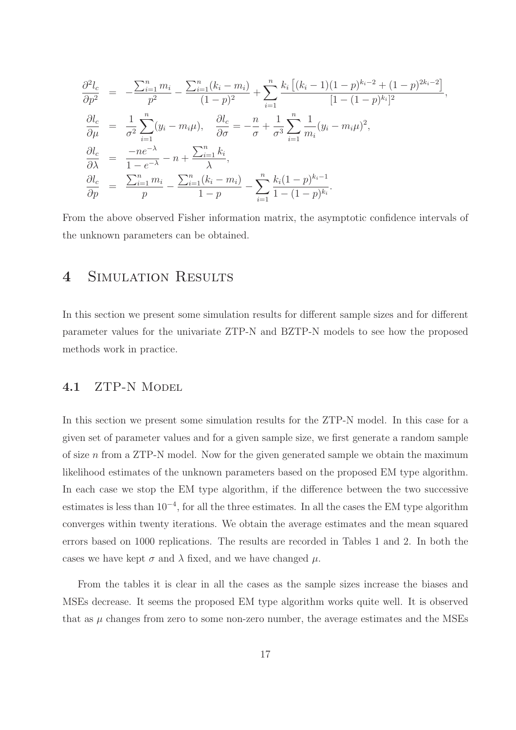$$
\begin{aligned}
\frac{\partial^2 l_c}{\partial p^2} &= -\frac{\sum_{i=1}^n m_i}{p^2} - \frac{\sum_{i=1}^n (k_i - m_i)}{(1-p)^2} + \sum_{i=1}^n \frac{k_i\left[(k_i-1)(1-p)^{k_i-2} + (1-p)^{2k_i-2}\right]}{[1-(1-p)^{k_i}]^2}, \\
\frac{\partial l_c}{\partial \mu} &= \frac{1}{\sigma^2}\sum_{i=1}^n (y_i - m_i\mu), \quad \frac{\partial l_c}{\partial \sigma} = -\frac{n}{\sigma} + \frac{1}{\sigma^3}\sum_{i=1}^n \frac{1}{m_i}(y_i - m_i\mu)^2, \\
\frac{\partial l_c}{\partial \lambda} &= \frac{-ne^{-\lambda}}{1-e^{-\lambda}} - n + \frac{\sum_{i=1}^n k_i}{\lambda}, \\
\frac{\partial l_c}{\partial p} &= \frac{\sum_{i=1}^n m_i}{p} - \frac{\sum_{i=1}^n (k_i - m_i)}{1-p} - \sum_{i=1}^n \frac{k_i(1-p)^{k_i-1}}{1-(1-p)^{k_i}}.
\end{aligned}
$$

From the above observed Fisher information matrix, the asymptotic confidence intervals of the unknown parameters can be obtained.

# 4 Simulation Results

In this section we present some simulation results for different sample sizes and for different parameter values for the univariate ZTP-N and BZTP-N models to see how the proposed methods work in practice.

## 4.1 ZTP-N Model

In this section we present some simulation results for the ZTP-N model. In this case for a given set of parameter values and for a given sample size, we first generate a random sample of size $n$ from a ZTP-N model. Now for the given generated sample we obtain the maximum likelihood estimates of the unknown parameters based on the proposed EM type algorithm. In each case we stop the EM type algorithm, if the difference between the two successive estimates is less than $10^{-4}$, for all the three estimates. In all the cases the EM type algorithm converges within twenty iterations. We obtain the average estimates and the mean squared errors based on 1000 replications. The results are recorded in Tables 1 and 2. In both the cases we have kept $\sigma$ and $\lambda$ fixed, and we have changed $\mu$.

From the tables it is clear in all the cases as the sample sizes increase the biases and MSEs decrease. It seems the proposed EM type algorithm works quite well. It is observed that as $\mu$ changes from zero to some non-zero number, the average estimates and the MSEs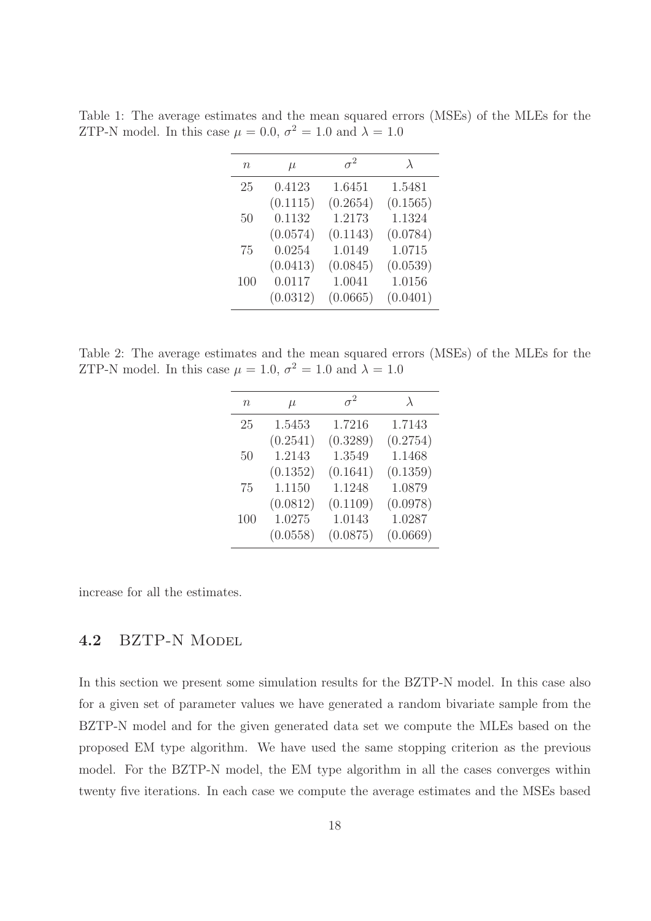Table 1: The average estimates and the mean squared errors (MSEs) of the MLEs for the ZTP-N model. In this case $\mu = 0.0$, $\sigma^2 = 1.0$ and $\lambda = 1.0$

| $n$ | $\mu$ | $\sigma^2$ | $\lambda$ |
|---|---|---|---|
| 25 | 0.4123 | 1.6451 | 1.5481 |
| | (0.1115) | (0.2654) | (0.1565) |
| 50 | 0.1132 | 1.2173 | 1.1324 |
| | (0.0574) | (0.1143) | (0.0784) |
| 75 | 0.0254 | 1.0149 | 1.0715 |
| | (0.0413) | (0.0845) | (0.0539) |
| 100 | 0.0117 | 1.0041 | 1.0156 |
| | (0.0312) | (0.0665) | (0.0401) |

Table 2: The average estimates and the mean squared errors (MSEs) of the MLEs for the ZTP-N model. In this case $\mu = 1.0$, $\sigma^2 = 1.0$ and $\lambda = 1.0$

| $n$ | $\mu$ | $\sigma^2$ | $\lambda$ |
|---|---|---|---|
| 25 | 1.5453 | 1.7216 | 1.7143 |
| | (0.2541) | (0.3289) | (0.2754) |
| 50 | 1.2143 | 1.3549 | 1.1468 |
| | (0.1352) | (0.1641) | (0.1359) |
| 75 | 1.1150 | 1.1248 | 1.0879 |
| | (0.0812) | (0.1109) | (0.0978) |
| 100 | 1.0275 | 1.0143 | 1.0287 |
| | (0.0558) | (0.0875) | (0.0669) |

increase for all the estimates.

### 4.2 BZTP-N Model

In this section we present some simulation results for the BZTP-N model. In this case also for a given set of parameter values we have generated a random bivariate sample from the BZTP-N model and for the given generated data set we compute the MLEs based on the proposed EM type algorithm. We have used the same stopping criterion as the previous model. For the BZTP-N model, the EM type algorithm in all the cases converges within twenty five iterations. In each case we compute the average estimates and the MSEs based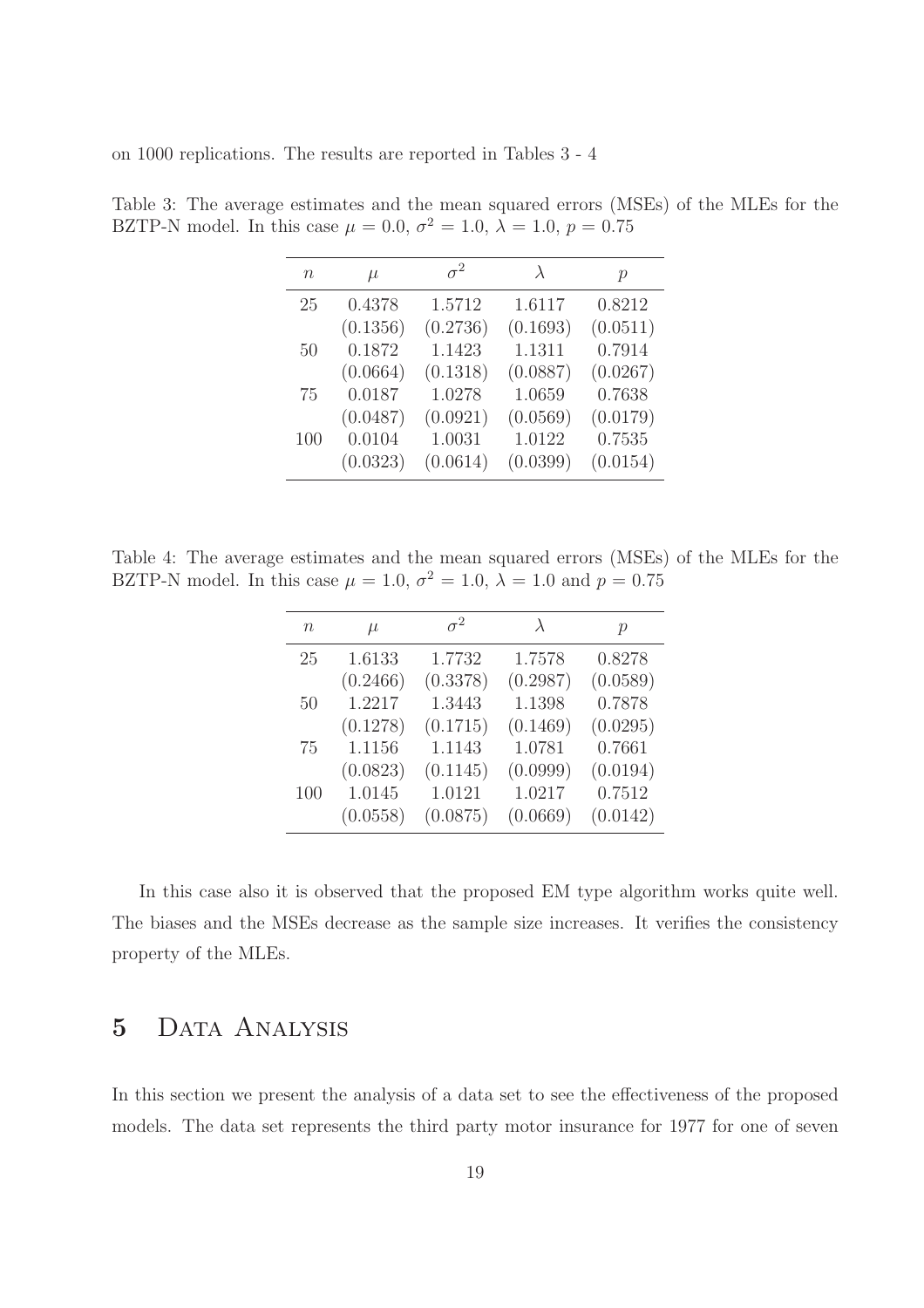on 1000 replications. The results are reported in Tables 3 - 4

Table 3: The average estimates and the mean squared errors (MSEs) of the MLEs for the BZTP-N model. In this case $\mu = 0.0$, $\sigma^2 = 1.0$, $\lambda = 1.0$, $p = 0.75$

| $n$ | $\mu$ | $\sigma^2$ | $\lambda$ | $p$ |
|---|---|---|---|---|
| 25 | 0.4378 | 1.5712 | 1.6117 | 0.8212 |
| | (0.1356) | (0.2736) | (0.1693) | (0.0511) |
| 50 | 0.1872 | 1.1423 | 1.1311 | 0.7914 |
| | (0.0664) | (0.1318) | (0.0887) | (0.0267) |
| 75 | 0.0187 | 1.0278 | 1.0659 | 0.7638 |
| | (0.0487) | (0.0921) | (0.0569) | (0.0179) |
| 100 | 0.0104 | 1.0031 | 1.0122 | 0.7535 |
| | (0.0323) | (0.0614) | (0.0399) | (0.0154) |

Table 4: The average estimates and the mean squared errors (MSEs) of the MLEs for the BZTP-N model. In this case $\mu = 1.0$, $\sigma^2 = 1.0$, $\lambda = 1.0$ and $p = 0.75$

| $n$ | $\mu$ | $\sigma^2$ | $\lambda$ | $p$ |
|---|---|---|---|---|
| 25 | 1.6133 | 1.7732 | 1.7578 | 0.8278 |
| | (0.2466) | (0.3378) | (0.2987) | (0.0589) |
| 50 | 1.2217 | 1.3443 | 1.1398 | 0.7878 |
| | (0.1278) | (0.1715) | (0.1469) | (0.0295) |
| 75 | 1.1156 | 1.1143 | 1.0781 | 0.7661 |
| | (0.0823) | (0.1145) | (0.0999) | (0.0194) |
| 100 | 1.0145 | 1.0121 | 1.0217 | 0.7512 |
| | (0.0558) | (0.0875) | (0.0669) | (0.0142) |

In this case also it is observed that the proposed EM type algorithm works quite well. The biases and the MSEs decrease as the sample size increases. It verifies the consistency property of the MLEs.

# 5 Data Analysis

In this section we present the analysis of a data set to see the effectiveness of the proposed models. The data set represents the third party motor insurance for 1977 for one of seven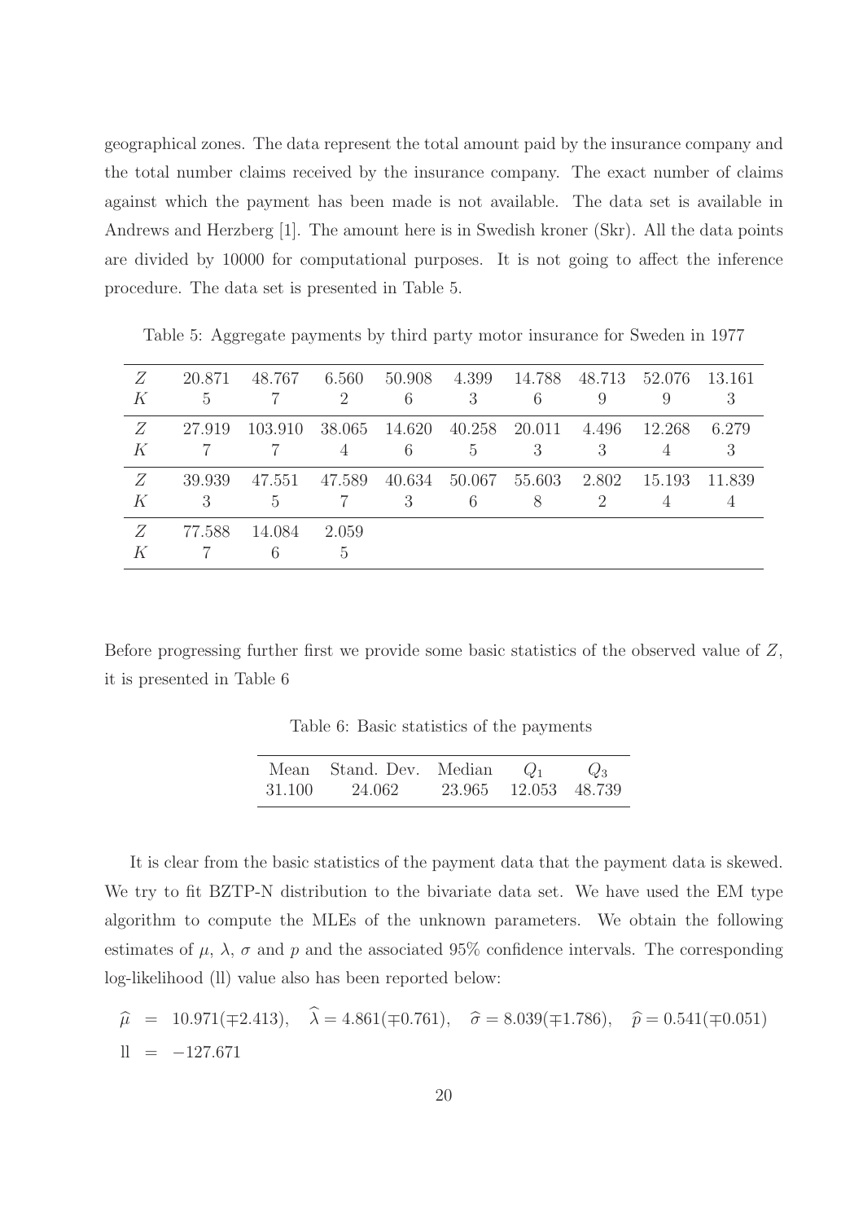geographical zones. The data represent the total amount paid by the insurance company and the total number claims received by the insurance company. The exact number of claims against which the payment has been made is not available. The data set is available in Andrews and Herzberg [1]. The amount here is in Swedish kroner (Skr). All the data points are divided by 10000 for computational purposes. It is not going to affect the inference procedure. The data set is presented in Table 5.

Table 5: Aggregate payments by third party motor insurance for Sweden in 1977

| | | | | | | | | | |
|---|---|---|---|---|---|---|---|---|---|
| $Z$ | 20.871 | 48.767 | 6.560 | 50.908 | 4.399 | 14.788 | 48.713 | 52.076 | 13.161 |
| $K$ | 5 | 7 | 2 | 6 | 3 | 6 | 9 | 9 | 3 |
| $Z$ | 27.919 | 103.910 | 38.065 | 14.620 | 40.258 | 20.011 | 4.496 | 12.268 | 6.279 |
| $K$ | 7 | 7 | 4 | 6 | 5 | 3 | 3 | 4 | 3 |
| $Z$ | 39.939 | 47.551 | 47.589 | 40.634 | 50.067 | 55.603 | 2.802 | 15.193 | 11.839 |
| $K$ | 3 | 5 | 7 | 3 | 6 | 8 | 2 | 4 | 4 |
| $Z$ | 77.588 | 14.084 | 2.059 | | | | | | |
| $K$ | 7 | 6 | 5 | | | | | | |

Before progressing further first we provide some basic statistics of the observed value of $Z$, it is presented in Table 6

Table 6: Basic statistics of the payments

| Mean | Stand. Dev. | Median | $Q_1$ | $Q_3$ |
|---|---|---|---|---|
| 31.100 | 24.062 | 23.965 | 12.053 | 48.739 |

It is clear from the basic statistics of the payment data that the payment data is skewed. We try to fit BZTP-N distribution to the bivariate data set. We have used the EM type algorithm to compute the MLEs of the unknown parameters. We obtain the following estimates of $\mu$, $\lambda$, $\sigma$ and $p$ and the associated 95% confidence intervals. The corresponding log-likelihood (ll) value also has been reported below:

$$\begin{aligned}
\widehat{\mu} &= 10.971(\mp 2.413), \quad \widehat{\lambda} = 4.861(\mp 0.761), \quad \widehat{\sigma} = 8.039(\mp 1.786), \quad \widehat{p} = 0.541(\mp 0.051) \\
\text{ll} &= -127.671
\end{aligned}$$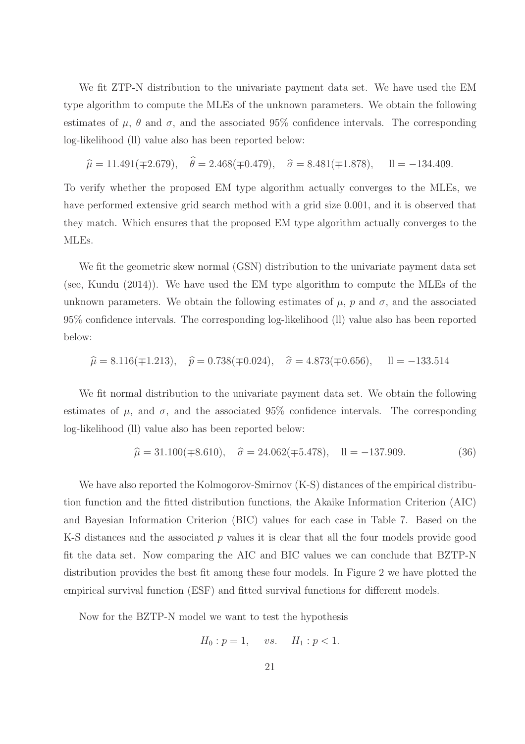We fit ZTP-N distribution to the univariate payment data set. We have used the EM type algorithm to compute the MLEs of the unknown parameters. We obtain the following estimates of $\mu$, $\theta$ and $\sigma$, and the associated 95% confidence intervals. The corresponding log-likelihood (ll) value also has been reported below:

$$\widehat{\mu} = 11.491(\mp 2.679), \quad \widehat{\theta} = 2.468(\mp 0.479), \quad \widehat{\sigma} = 8.481(\mp 1.878), \quad \text{ll} = -134.409.$$

To verify whether the proposed EM type algorithm actually converges to the MLEs, we have performed extensive grid search method with a grid size 0.001, and it is observed that they match. Which ensures that the proposed EM type algorithm actually converges to the MLEs.

We fit the geometric skew normal (GSN) distribution to the univariate payment data set (see, Kundu (2014)). We have used the EM type algorithm to compute the MLEs of the unknown parameters. We obtain the following estimates of $\mu$, $p$ and $\sigma$, and the associated 95% confidence intervals. The corresponding log-likelihood (ll) value also has been reported below:

$$\widehat{\mu} = 8.116(\mp 1.213), \quad \widehat{p} = 0.738(\mp 0.024), \quad \widehat{\sigma} = 4.873(\mp 0.656), \quad \text{ll} = -133.514$$

We fit normal distribution to the univariate payment data set. We obtain the following estimates of $\mu$, and $\sigma$, and the associated 95% confidence intervals. The corresponding log-likelihood (ll) value also has been reported below:

$$\widehat{\mu} = 31.100(\mp 8.610), \quad \widehat{\sigma} = 24.062(\mp 5.478), \quad \text{ll} = -137.909. \tag{36}$$

We have also reported the Kolmogorov-Smirnov (K-S) distances of the empirical distribution function and the fitted distribution functions, the Akaike Information Criterion (AIC) and Bayesian Information Criterion (BIC) values for each case in Table 7. Based on the K-S distances and the associated $p$ values it is clear that all the four models provide good fit the data set. Now comparing the AIC and BIC values we can conclude that BZTP-N distribution provides the best fit among these four models. In Figure 2 we have plotted the empirical survival function (ESF) and fitted survival functions for different models.

Now for the BZTP-N model we want to test the hypothesis

$$H_0: p = 1, \quad vs. \quad H_1: p < 1.$$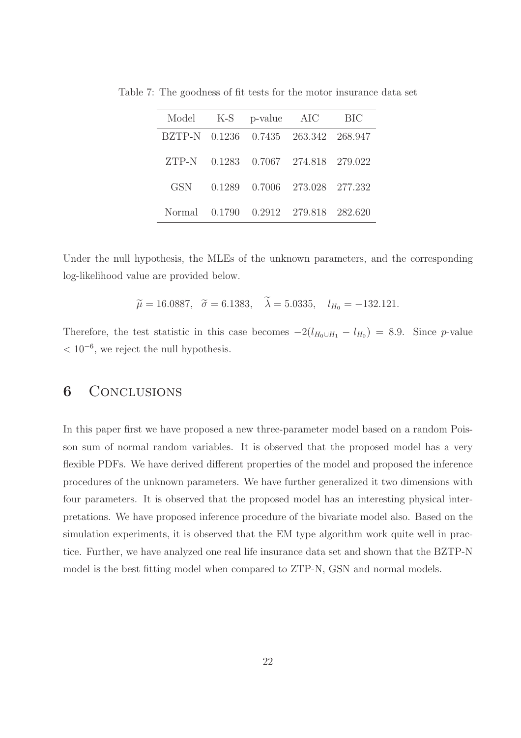Table 7: The goodness of fit tests for the motor insurance data set

| Model | K-S | p-value | AIC | BIC |
|---|---|---|---|---|
| BZTP-N | 0.1236 | 0.7435 | 263.342 | 268.947 |
| ZTP-N | 0.1283 | 0.7067 | 274.818 | 279.022 |
| GSN | 0.1289 | 0.7006 | 273.028 | 277.232 |
| Normal | 0.1790 | 0.2912 | 279.818 | 282.620 |

Under the null hypothesis, the MLEs of the unknown parameters, and the corresponding log-likelihood value are provided below.

$$\widetilde{\mu} = 16.0887, \quad \widetilde{\sigma} = 6.1383, \quad \widetilde{\lambda} = 5.0335, \quad l_{H_0} = -132.121.$$

Therefore, the test statistic in this case becomes $-2(l_{H_0 \cup H_1} - l_{H_0}) = 8.9$. Since $p$-value $< 10^{-6}$, we reject the null hypothesis.

# 6 Conclusions

In this paper first we have proposed a new three-parameter model based on a random Poisson sum of normal random variables. It is observed that the proposed model has a very flexible PDFs. We have derived different properties of the model and proposed the inference procedures of the unknown parameters. We have further generalized it two dimensions with four parameters. It is observed that the proposed model has an interesting physical interpretations. We have proposed inference procedure of the bivariate model also. Based on the simulation experiments, it is observed that the EM type algorithm work quite well in practice. Further, we have analyzed one real life insurance data set and shown that the BZTP-N model is the best fitting model when compared to ZTP-N, GSN and normal models.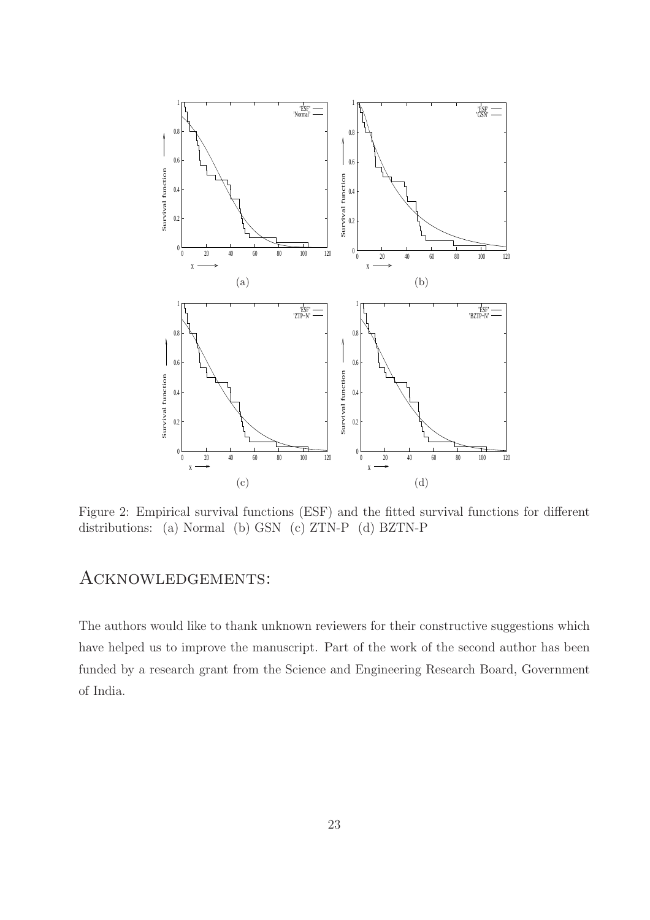Figure 2: Empirical survival functions (ESF) and the fitted survival functions for different distributions: (a) Normal (b) GSN (c) ZTN-P (d) BZTN-P

# Acknowledgements:

The authors would like to thank unknown reviewers for their constructive suggestions which have helped us to improve the manuscript. Part of the work of the second author has been funded by a research grant from the Science and Engineering Research Board, Government of India.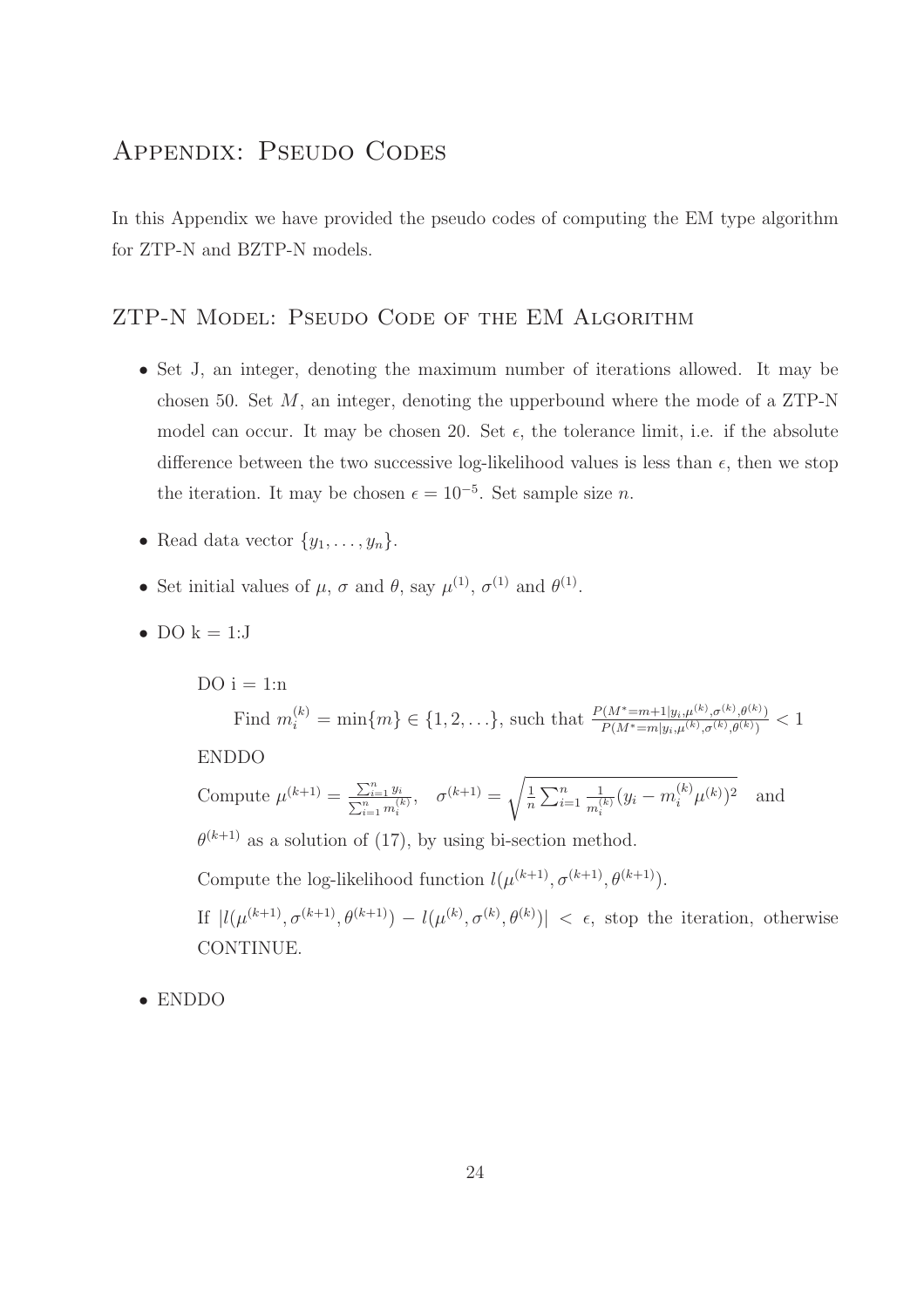## Appendix: Pseudo Codes

In this Appendix we have provided the pseudo codes of computing the EM type algorithm for ZTP-N and BZTP-N models.

### ZTP-N Model: Pseudo Code of the EM Algorithm

- Set J, an integer, denoting the maximum number of iterations allowed. It may be chosen 50. Set $M$, an integer, denoting the upperbound where the mode of a ZTP-N model can occur. It may be chosen 20. Set $\epsilon$, the tolerance limit, i.e. if the absolute difference between the two successive log-likelihood values is less than $\epsilon$, then we stop the iteration. It may be chosen $\epsilon = 10^{-5}$. Set sample size $n$.

- Read data vector $\{y_1, \ldots, y_n\}$.

- Set initial values of $\mu$, $\sigma$ and $\theta$, say $\mu^{(1)}$, $\sigma^{(1)}$ and $\theta^{(1)}$.

- DO k = 1:J

  DO i = 1:n

  Find $m_i^{(k)} = \min\{m\} \in \{1, 2, \ldots\}$, such that $\frac{P(M^* = m+1 | y_i, \mu^{(k)}, \sigma^{(k)}, \theta^{(k)})}{P(M^* = m | y_i, \mu^{(k)}, \sigma^{(k)}, \theta^{(k)})} < 1$

  ENDDO

  Compute $\mu^{(k+1)} = \frac{\sum_{i=1}^n y_i}{\sum_{i=1}^n m_i^{(k)}}$, $\quad \sigma^{(k+1)} = \sqrt{\frac{1}{n} \sum_{i=1}^n \frac{1}{m_i^{(k)}} (y_i - m_i^{(k)} \mu^{(k)})^2}$ and $\theta^{(k+1)}$ as a solution of (17), by using bi-section method.

  Compute the log-likelihood function $l(\mu^{(k+1)}, \sigma^{(k+1)}, \theta^{(k+1)})$.

  If $|l(\mu^{(k+1)}, \sigma^{(k+1)}, \theta^{(k+1)}) - l(\mu^{(k)}, \sigma^{(k)}, \theta^{(k)})| < \epsilon$, stop the iteration, otherwise CONTINUE.

- ENDDO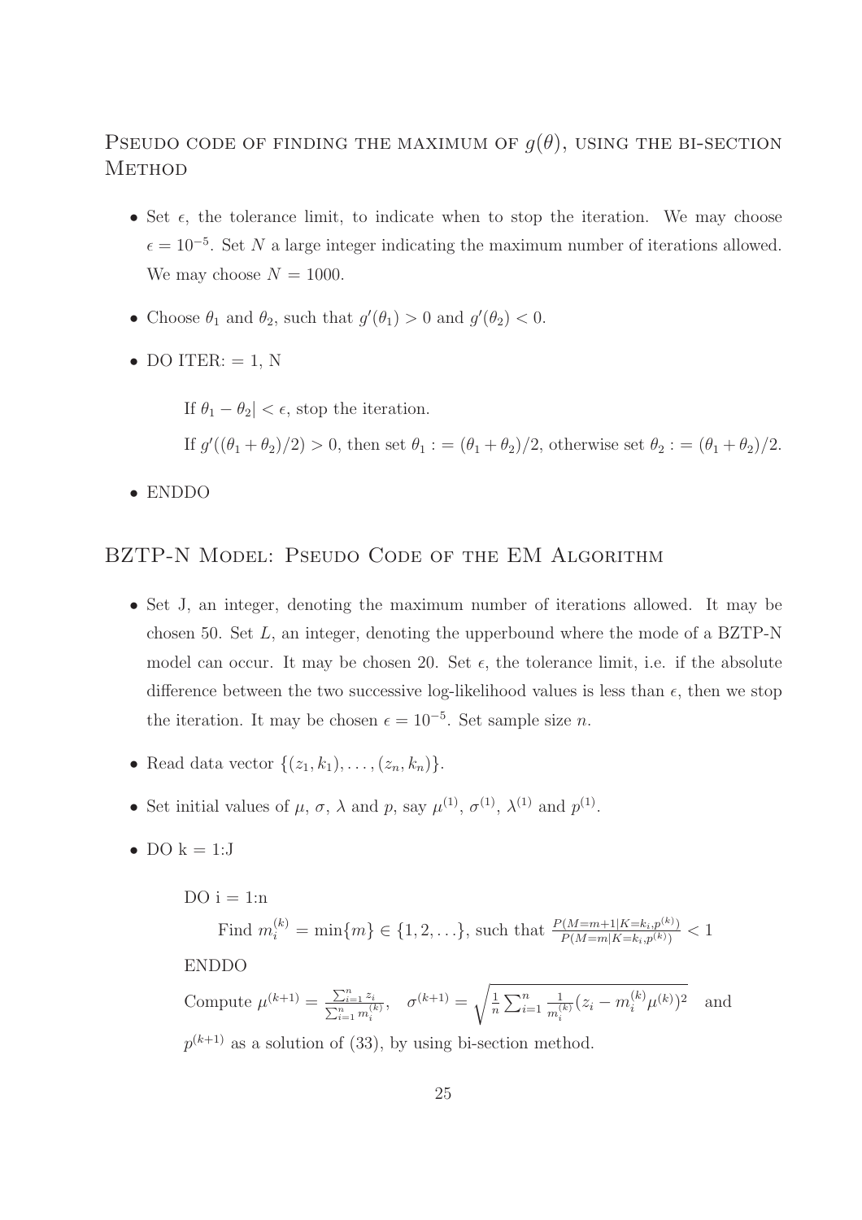## Pseudo code of finding the maximum of $g(\theta)$, using the bi-section Method

- Set $\epsilon$, the tolerance limit, to indicate when to stop the iteration. We may choose $\epsilon = 10^{-5}$. Set $N$ a large integer indicating the maximum number of iterations allowed. We may choose $N = 1000$.
- Choose $\theta_1$ and $\theta_2$, such that $g'(\theta_1) > 0$ and $g'(\theta_2) < 0$.
- DO ITER: = 1, N

  If $\theta_1 - \theta_2| < \epsilon$, stop the iteration.

  If $g'((\theta_1 + \theta_2)/2) > 0$, then set $\theta_1 := (\theta_1 + \theta_2)/2$, otherwise set $\theta_2 := (\theta_1 + \theta_2)/2$.
- ENDDO

## BZTP-N Model: Pseudo Code of the EM Algorithm

- Set J, an integer, denoting the maximum number of iterations allowed. It may be chosen 50. Set $L$, an integer, denoting the upperbound where the mode of a BZTP-N model can occur. It may be chosen 20. Set $\epsilon$, the tolerance limit, i.e. if the absolute difference between the two successive log-likelihood values is less than $\epsilon$, then we stop the iteration. It may be chosen $\epsilon = 10^{-5}$. Set sample size $n$.
- Read data vector $\{(z_1, k_1), \ldots, (z_n, k_n)\}$.
- Set initial values of $\mu$, $\sigma$, $\lambda$ and $p$, say $\mu^{(1)}$, $\sigma^{(1)}$, $\lambda^{(1)}$ and $p^{(1)}$.
- DO k = 1:J

  DO i = 1:n

  Find $m_i^{(k)} = \min\{m\} \in \{1, 2, \ldots\}$, such that $\frac{P(M=m+1|K=k_i, p^{(k)})}{P(M=m|K=k_i, p^{(k)})} < 1$

  ENDDO

  Compute $\mu^{(k+1)} = \frac{\sum_{i=1}^{n} z_i}{\sum_{i=1}^{n} m_i^{(k)}}$, $\quad \sigma^{(k+1)} = \sqrt{\frac{1}{n}\sum_{i=1}^{n} \frac{1}{m_i^{(k)}}(z_i - m_i^{(k)}\mu^{(k)})^2}$ and $p^{(k+1)}$ as a solution of (33), by using bi-section method.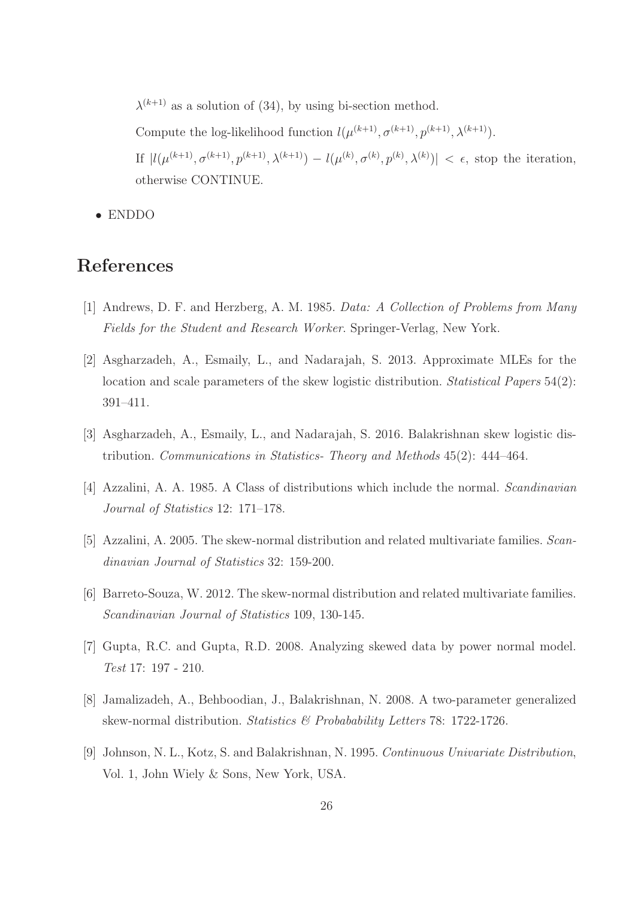$\lambda^{(k+1)}$ as a solution of (34), by using bi-section method.

Compute the log-likelihood function $l(\mu^{(k+1)}, \sigma^{(k+1)}, p^{(k+1)}, \lambda^{(k+1)})$.

If $|l(\mu^{(k+1)}, \sigma^{(k+1)}, p^{(k+1)}, \lambda^{(k+1)}) - l(\mu^{(k)}, \sigma^{(k)}, p^{(k)}, \lambda^{(k)})| < \epsilon$, stop the iteration, otherwise CONTINUE.

- ENDDO

# References

[1] Andrews, D. F. and Herzberg, A. M. 1985. *Data: A Collection of Problems from Many Fields for the Student and Research Worker*. Springer-Verlag, New York.

[2] Asgharzadeh, A., Esmaily, L., and Nadarajah, S. 2013. Approximate MLEs for the location and scale parameters of the skew logistic distribution. *Statistical Papers* 54(2): 391–411.

[3] Asgharzadeh, A., Esmaily, L., and Nadarajah, S. 2016. Balakrishnan skew logistic distribution. *Communications in Statistics- Theory and Methods* 45(2): 444–464.

[4] Azzalini, A. A. 1985. A Class of distributions which include the normal. *Scandinavian Journal of Statistics* 12: 171–178.

[5] Azzalini, A. 2005. The skew-normal distribution and related multivariate families. *Scandinavian Journal of Statistics* 32: 159-200.

[6] Barreto-Souza, W. 2012. The skew-normal distribution and related multivariate families. *Scandinavian Journal of Statistics* 109, 130-145.

[7] Gupta, R.C. and Gupta, R.D. 2008. Analyzing skewed data by power normal model. *Test* 17: 197 - 210.

[8] Jamalizadeh, A., Behboodian, J., Balakrishnan, N. 2008. A two-parameter generalized skew-normal distribution. *Statistics & Probabability Letters* 78: 1722-1726.

[9] Johnson, N. L., Kotz, S. and Balakrishnan, N. 1995. *Continuous Univariate Distribution*, Vol. 1, John Wiely & Sons, New York, USA.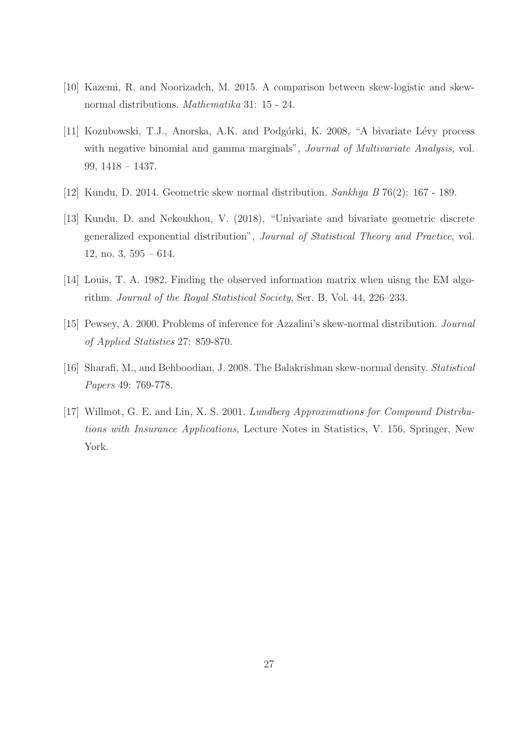[10] Kazemi, R. and Noorizadeh, M. 2015. A comparison between skew-logistic and skew-normal distributions. *Mathematika* 31: 15 - 24.

[11] Kozubowski, T.J., Anorska, A.K. and Podgórki, K. 2008, "A bivariate Lévy process with negative binomial and gamma marginals", *Journal of Multivariate Analysis*, vol. 99, 1418 – 1437.

[12] Kundu, D. 2014. Geometric skew normal distribution. *Sankhya B* 76(2): 167 - 189.

[13] Kundu, D. and Nekoukhou, V. (2018), "Univariate and bivariate geometric discrete generalized exponential distribution", *Journal of Statistical Theory and Practice*, vol. 12, no. 3, 595 – 614.

[14] Louis, T. A. 1982. Finding the observed information matrix when uisng the EM algorithm. *Journal of the Royal Statistical Society*, Ser. B, Vol. 44, 226–233.

[15] Pewsey, A. 2000. Problems of inference for Azzalini's skew-normal distribution. *Journal of Applied Statistics* 27: 859-870.

[16] Sharafi, M., and Behboodian, J. 2008. The Balakrishnan skew-normal density. *Statistical Papers* 49: 769-778.

[17] Willmot, G. E. and Lin, X. S. 2001. *Lundberg Approximations for Compound Distributions with Insurance Applications*, Lecture Notes in Statistics, V. 156, Springer, New York.